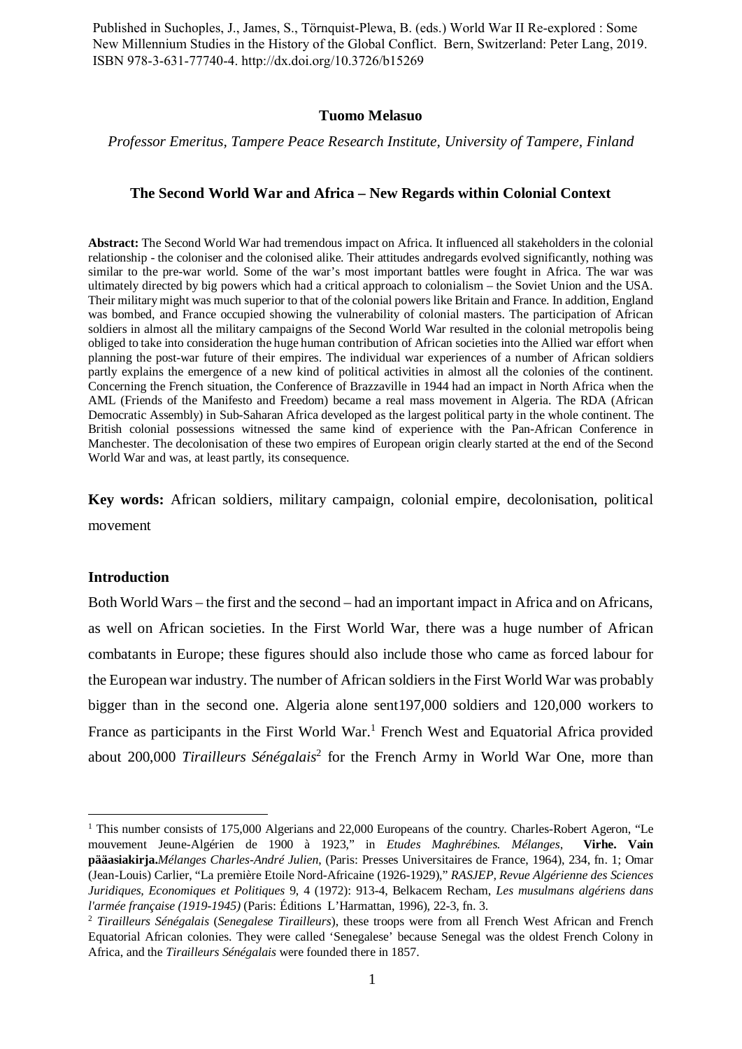Published in Suchoples, J., James, S., Törnquist-Plewa, B. (eds.) World War II Re-explored : Some New Millennium Studies in the History of the Global Conflict. Bern, Switzerland: Peter Lang, 2019. ISBN 978-3-631-77740-4. http://dx.doi.org/10.3726/b15269

**Tuomo Melasuo**

*Professor Emeritus, Tampere Peace Research Institute, University of Tampere, Finland*

# The Second World War and Africa – New Regards within Colonial Context

**Abstract:** The Second World War had tremendous impact on Africa. It influenced all stakeholders in the colonial relationship - the coloniser and the colonised alike. Their attitudes andregards evolved significantly, nothing was similar to the pre-war world. Some of the war's most important battles were fought in Africa. The war was ultimately directed by big powers which had a critical approach to colonialism – the Soviet Union and the USA. Their military might was much superior to that of the colonial powers like Britain and France. In addition, England was bombed, and France occupied showing the vulnerability of colonial masters. The participation of African soldiers in almost all the military campaigns of the Second World War resulted in the colonial metropolis being obliged to take into consideration the huge human contribution of African societies into the Allied war effort when planning the post-war future of their empires. The individual war experiences of a number of African soldiers partly explains the emergence of a new kind of political activities in almost all the colonies of the continent. Concerning the French situation, the Conference of Brazzaville in 1944 had an impact in North Africa when the AML (Friends of the Manifesto and Freedom) became a real mass movement in Algeria. The RDA (African Democratic Assembly) in Sub-Saharan Africa developed as the largest political party in the whole continent. The British colonial possessions witnessed the same kind of experience with the Pan-African Conference in Manchester. The decolonisation of these two empires of European origin clearly started at the end of the Second World War and was, at least partly, its consequence.

**Key words:** African soldiers, military campaign, colonial empire, decolonisation, political movement

## Introduction

Both World Wars – the first and the second – had an important impact in Africa and on Africans, as well on African societies. In the First World War, there was a huge number of African combatants in Europe; these figures should also include those who came as forced labour for the European war industry. The number of African soldiers in the First World War was probably bigger than in the second one. Algeria alone sent197,000 soldiers and 120,000 workers to France as participants in the First World War.[1] French West and Equatorial Africa provided about 200,000 *Tirailleurs Sénégalais*[2] for the French Army in World War One, more than

---

[1] This number consists of 175,000 Algerians and 22,000 Europeans of the country. Charles-Robert Ageron, "Le mouvement Jeune-Algérien de 1900 à 1923," in *Etudes Maghrébines. Mélanges*, **Virhe. Vain pääasiakirja.***Mélanges Charles-André Julien*, (Paris: Presses Universitaires de France, 1964), 234, fn. 1; Omar (Jean-Louis) Carlier, "La première Etoile Nord-Africaine (1926-1929)," *RASJEP, Revue Algérienne des Sciences Juridiques, Economiques et Politiques* 9, 4 (1972): 913-4, Belkacem Recham, *Les musulmans algériens dans l'armée française (1919-1945)* (Paris: Éditions L'Harmattan, 1996), 22-3, fn. 3.

[2] *Tirailleurs Sénégalais* (*Senegalese Tirailleurs*), these troops were from all French West African and French Equatorial African colonies. They were called 'Senegalese' because Senegal was the oldest French Colony in Africa, and the *Tirailleurs Sénégalais* were founded there in 1857.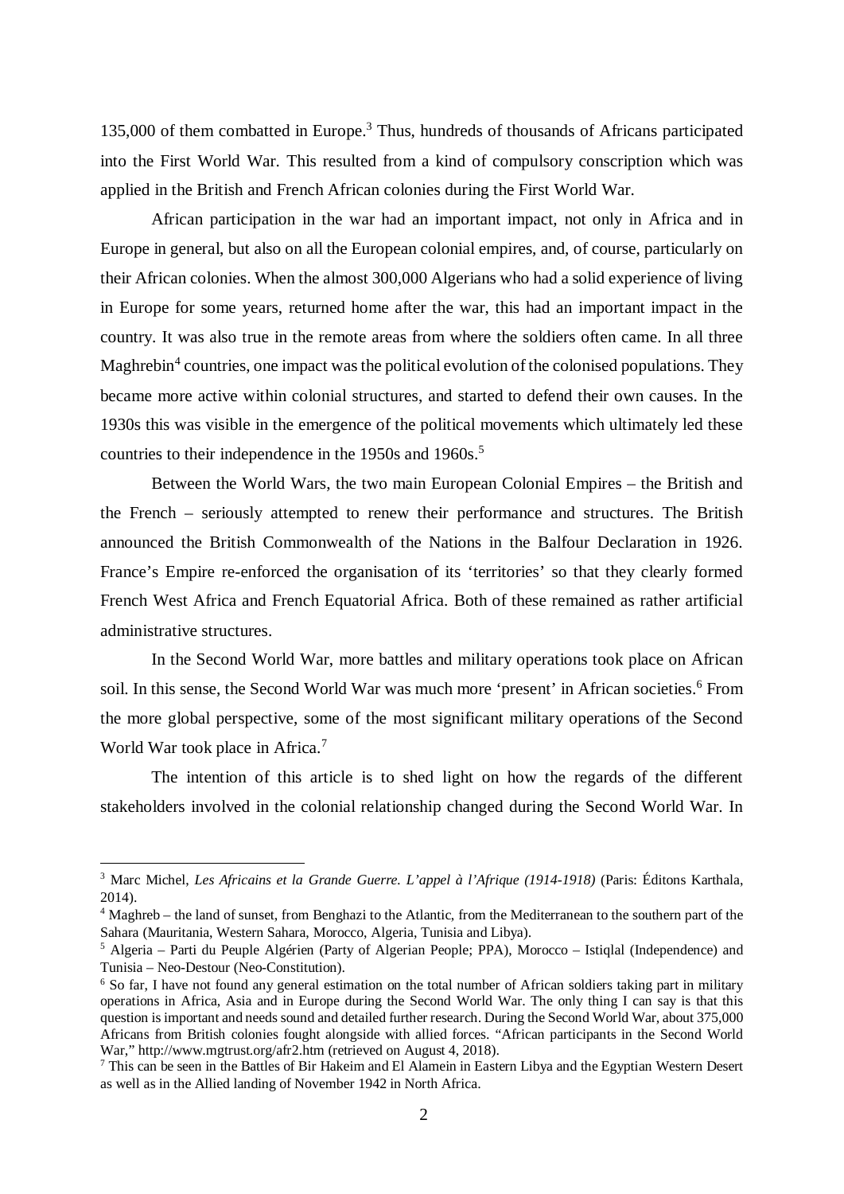135,000 of them combatted in Europe.[3] Thus, hundreds of thousands of Africans participated into the First World War. This resulted from a kind of compulsory conscription which was applied in the British and French African colonies during the First World War.

African participation in the war had an important impact, not only in Africa and in Europe in general, but also on all the European colonial empires, and, of course, particularly on their African colonies. When the almost 300,000 Algerians who had a solid experience of living in Europe for some years, returned home after the war, this had an important impact in the country. It was also true in the remote areas from where the soldiers often came. In all three Maghrebin[4] countries, one impact was the political evolution of the colonised populations. They became more active within colonial structures, and started to defend their own causes. In the 1930s this was visible in the emergence of the political movements which ultimately led these countries to their independence in the 1950s and 1960s.[5]

Between the World Wars, the two main European Colonial Empires – the British and the French – seriously attempted to renew their performance and structures. The British announced the British Commonwealth of the Nations in the Balfour Declaration in 1926. France's Empire re-enforced the organisation of its 'territories' so that they clearly formed French West Africa and French Equatorial Africa. Both of these remained as rather artificial administrative structures.

In the Second World War, more battles and military operations took place on African soil. In this sense, the Second World War was much more 'present' in African societies.[6] From the more global perspective, some of the most significant military operations of the Second World War took place in Africa.[7]

The intention of this article is to shed light on how the regards of the different stakeholders involved in the colonial relationship changed during the Second World War. In

---

[3] Marc Michel, *Les Africains et la Grande Guerre. L'appel à l'Afrique (1914-1918)* (Paris: Éditons Karthala, 2014).

[4] Maghreb – the land of sunset, from Benghazi to the Atlantic, from the Mediterranean to the southern part of the Sahara (Mauritania, Western Sahara, Morocco, Algeria, Tunisia and Libya).

[5] Algeria – Parti du Peuple Algérien (Party of Algerian People; PPA), Morocco – Istiqlal (Independence) and Tunisia – Neo-Destour (Neo-Constitution).

[6] So far, I have not found any general estimation on the total number of African soldiers taking part in military operations in Africa, Asia and in Europe during the Second World War. The only thing I can say is that this question is important and needs sound and detailed further research. During the Second World War, about 375,000 Africans from British colonies fought alongside with allied forces. "African participants in the Second World War," http://www.mgtrust.org/afr2.htm (retrieved on August 4, 2018).

[7] This can be seen in the Battles of Bir Hakeim and El Alamein in Eastern Libya and the Egyptian Western Desert as well as in the Allied landing of November 1942 in North Africa.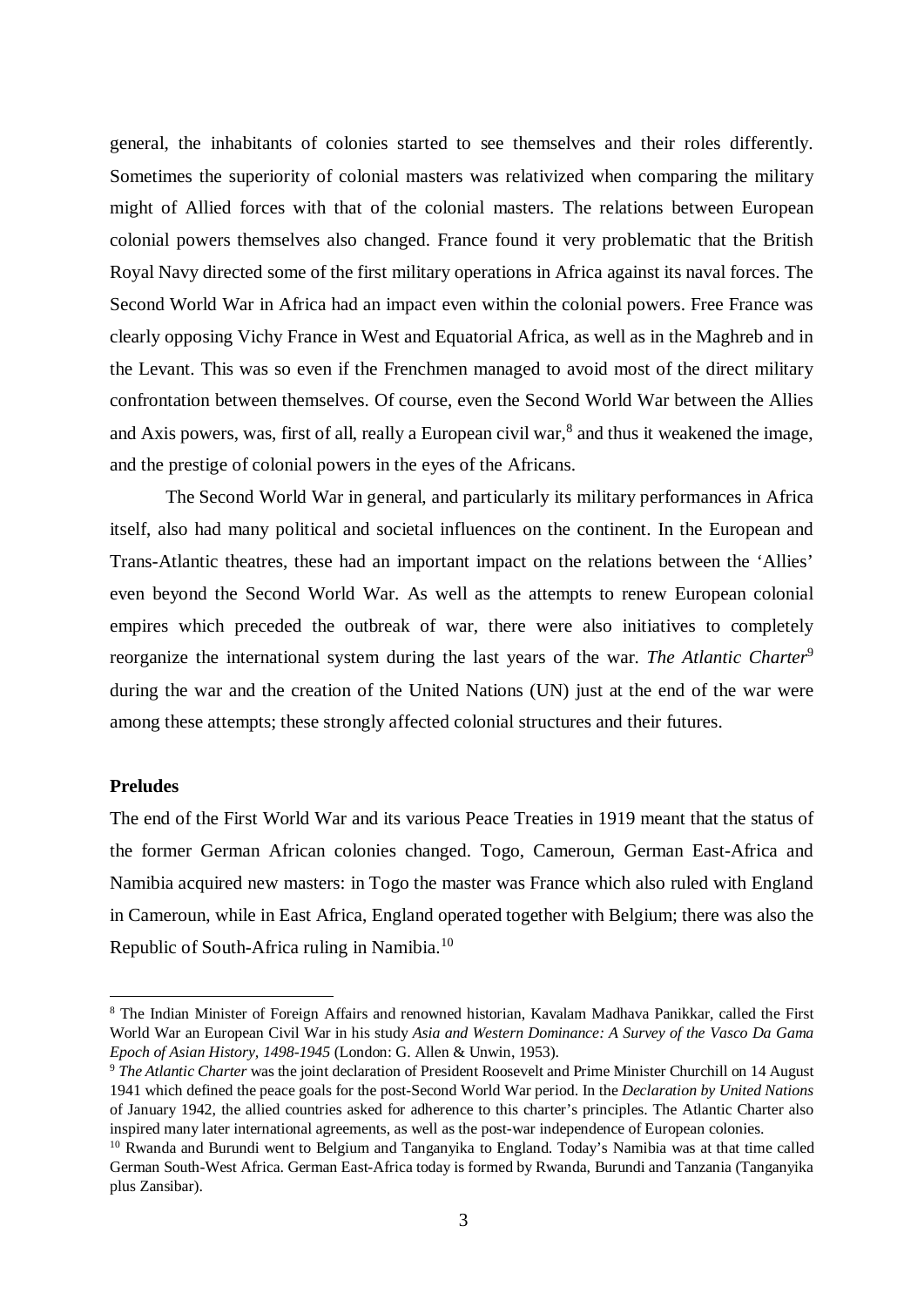general, the inhabitants of colonies started to see themselves and their roles differently. Sometimes the superiority of colonial masters was relativized when comparing the military might of Allied forces with that of the colonial masters. The relations between European colonial powers themselves also changed. France found it very problematic that the British Royal Navy directed some of the first military operations in Africa against its naval forces. The Second World War in Africa had an impact even within the colonial powers. Free France was clearly opposing Vichy France in West and Equatorial Africa, as well as in the Maghreb and in the Levant. This was so even if the Frenchmen managed to avoid most of the direct military confrontation between themselves. Of course, even the Second World War between the Allies and Axis powers, was, first of all, really a European civil war,[8] and thus it weakened the image, and the prestige of colonial powers in the eyes of the Africans.

The Second World War in general, and particularly its military performances in Africa itself, also had many political and societal influences on the continent. In the European and Trans-Atlantic theatres, these had an important impact on the relations between the 'Allies' even beyond the Second World War. As well as the attempts to renew European colonial empires which preceded the outbreak of war, there were also initiatives to completely reorganize the international system during the last years of the war. *The Atlantic Charter*[9] during the war and the creation of the United Nations (UN) just at the end of the war were among these attempts; these strongly affected colonial structures and their futures.

**Preludes**

The end of the First World War and its various Peace Treaties in 1919 meant that the status of the former German African colonies changed. Togo, Cameroun, German East-Africa and Namibia acquired new masters: in Togo the master was France which also ruled with England in Cameroun, while in East Africa, England operated together with Belgium; there was also the Republic of South-Africa ruling in Namibia.[10]

---

[8] The Indian Minister of Foreign Affairs and renowned historian, Kavalam Madhava Panikkar, called the First World War an European Civil War in his study *Asia and Western Dominance: A Survey of the Vasco Da Gama Epoch of Asian History, 1498-1945* (London: G. Allen & Unwin, 1953).

[9] *The Atlantic Charter* was the joint declaration of President Roosevelt and Prime Minister Churchill on 14 August 1941 which defined the peace goals for the post-Second World War period. In the *Declaration by United Nations* of January 1942, the allied countries asked for adherence to this charter's principles. The Atlantic Charter also inspired many later international agreements, as well as the post-war independence of European colonies.

[10] Rwanda and Burundi went to Belgium and Tanganyika to England. Today's Namibia was at that time called German South-West Africa. German East-Africa today is formed by Rwanda, Burundi and Tanzania (Tanganyika plus Zansibar).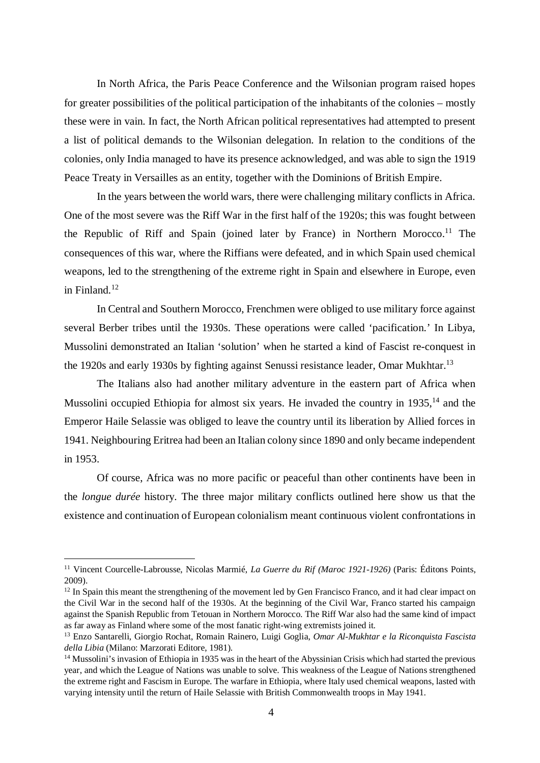In North Africa, the Paris Peace Conference and the Wilsonian program raised hopes for greater possibilities of the political participation of the inhabitants of the colonies – mostly these were in vain. In fact, the North African political representatives had attempted to present a list of political demands to the Wilsonian delegation. In relation to the conditions of the colonies, only India managed to have its presence acknowledged, and was able to sign the 1919 Peace Treaty in Versailles as an entity, together with the Dominions of British Empire.

In the years between the world wars, there were challenging military conflicts in Africa. One of the most severe was the Riff War in the first half of the 1920s; this was fought between the Republic of Riff and Spain (joined later by France) in Northern Morocco.[11] The consequences of this war, where the Riffians were defeated, and in which Spain used chemical weapons, led to the strengthening of the extreme right in Spain and elsewhere in Europe, even in Finland.[12]

In Central and Southern Morocco, Frenchmen were obliged to use military force against several Berber tribes until the 1930s. These operations were called 'pacification.' In Libya, Mussolini demonstrated an Italian 'solution' when he started a kind of Fascist re-conquest in the 1920s and early 1930s by fighting against Senussi resistance leader, Omar Mukhtar.[13]

The Italians also had another military adventure in the eastern part of Africa when Mussolini occupied Ethiopia for almost six years. He invaded the country in 1935,[14] and the Emperor Haile Selassie was obliged to leave the country until its liberation by Allied forces in 1941. Neighbouring Eritrea had been an Italian colony since 1890 and only became independent in 1953.

Of course, Africa was no more pacific or peaceful than other continents have been in the *longue durée* history. The three major military conflicts outlined here show us that the existence and continuation of European colonialism meant continuous violent confrontations in

---

[11] Vincent Courcelle-Labrousse, Nicolas Marmié, *La Guerre du Rif (Maroc 1921-1926)* (Paris: Éditons Points, 2009).

[12] In Spain this meant the strengthening of the movement led by Gen Francisco Franco, and it had clear impact on the Civil War in the second half of the 1930s. At the beginning of the Civil War, Franco started his campaign against the Spanish Republic from Tetouan in Northern Morocco. The Riff War also had the same kind of impact as far away as Finland where some of the most fanatic right-wing extremists joined it.

[13] Enzo Santarelli, Giorgio Rochat, Romain Rainero, Luigi Goglia, *Omar Al-Mukhtar e la Riconquista Fascista della Libia* (Milano: Marzorati Editore, 1981).

[14] Mussolini's invasion of Ethiopia in 1935 was in the heart of the Abyssinian Crisis which had started the previous year, and which the League of Nations was unable to solve. This weakness of the League of Nations strengthened the extreme right and Fascism in Europe. The warfare in Ethiopia, where Italy used chemical weapons, lasted with varying intensity until the return of Haile Selassie with British Commonwealth troops in May 1941.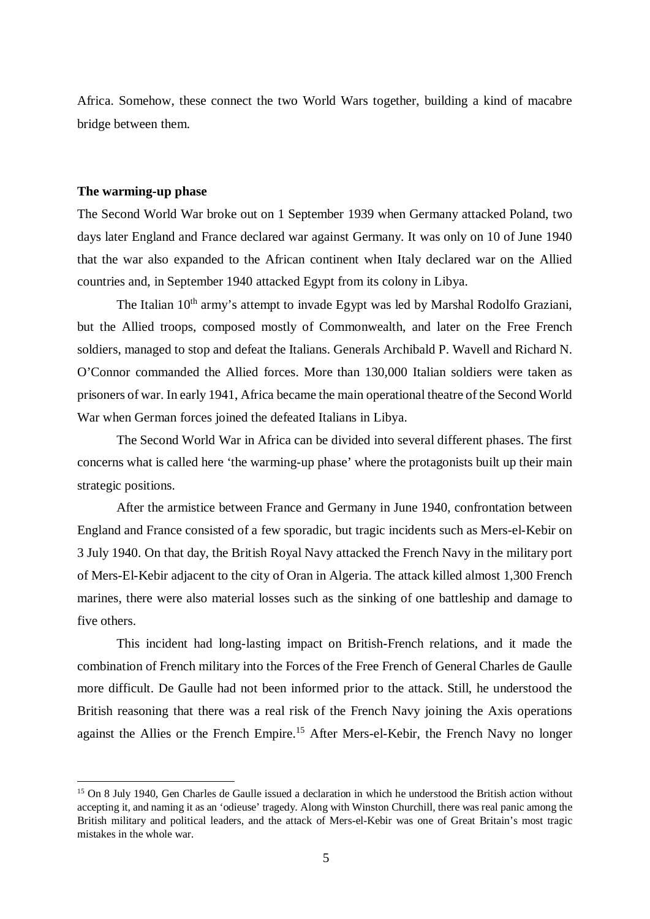Africa. Somehow, these connect the two World Wars together, building a kind of macabre bridge between them.

**The warming-up phase**

The Second World War broke out on 1 September 1939 when Germany attacked Poland, two days later England and France declared war against Germany. It was only on 10 of June 1940 that the war also expanded to the African continent when Italy declared war on the Allied countries and, in September 1940 attacked Egypt from its colony in Libya.

The Italian 10th army's attempt to invade Egypt was led by Marshal Rodolfo Graziani, but the Allied troops, composed mostly of Commonwealth, and later on the Free French soldiers, managed to stop and defeat the Italians. Generals Archibald P. Wavell and Richard N. O'Connor commanded the Allied forces. More than 130,000 Italian soldiers were taken as prisoners of war. In early 1941, Africa became the main operational theatre of the Second World War when German forces joined the defeated Italians in Libya.

The Second World War in Africa can be divided into several different phases. The first concerns what is called here 'the warming-up phase' where the protagonists built up their main strategic positions.

After the armistice between France and Germany in June 1940, confrontation between England and France consisted of a few sporadic, but tragic incidents such as Mers-el-Kebir on 3 July 1940. On that day, the British Royal Navy attacked the French Navy in the military port of Mers-El-Kebir adjacent to the city of Oran in Algeria. The attack killed almost 1,300 French marines, there were also material losses such as the sinking of one battleship and damage to five others.

This incident had long-lasting impact on British-French relations, and it made the combination of French military into the Forces of the Free French of General Charles de Gaulle more difficult. De Gaulle had not been informed prior to the attack. Still, he understood the British reasoning that there was a real risk of the French Navy joining the Axis operations against the Allies or the French Empire.[15] After Mers-el-Kebir, the French Navy no longer

[15] On 8 July 1940, Gen Charles de Gaulle issued a declaration in which he understood the British action without accepting it, and naming it as an 'odieuse' tragedy. Along with Winston Churchill, there was real panic among the British military and political leaders, and the attack of Mers-el-Kebir was one of Great Britain's most tragic mistakes in the whole war.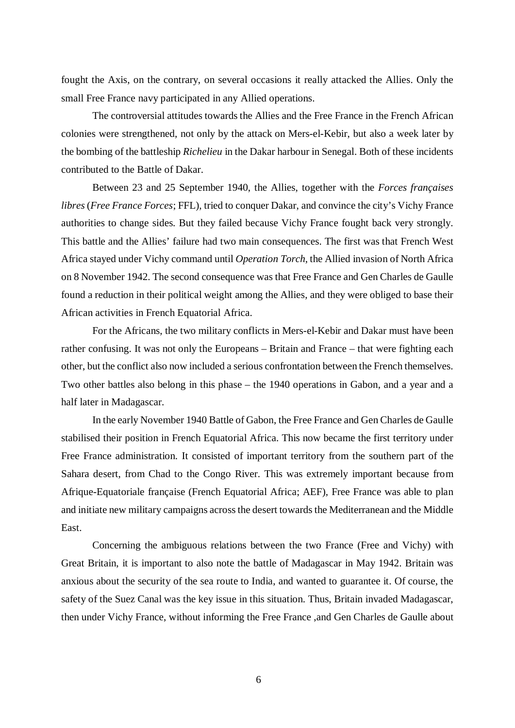fought the Axis, on the contrary, on several occasions it really attacked the Allies. Only the small Free France navy participated in any Allied operations.

The controversial attitudes towards the Allies and the Free France in the French African colonies were strengthened, not only by the attack on Mers-el-Kebir, but also a week later by the bombing of the battleship *Richelieu* in the Dakar harbour in Senegal. Both of these incidents contributed to the Battle of Dakar.

Between 23 and 25 September 1940, the Allies, together with the *Forces françaises libres* (*Free France Forces*; FFL), tried to conquer Dakar, and convince the city's Vichy France authorities to change sides. But they failed because Vichy France fought back very strongly. This battle and the Allies' failure had two main consequences. The first was that French West Africa stayed under Vichy command until *Operation Torch*, the Allied invasion of North Africa on 8 November 1942. The second consequence was that Free France and Gen Charles de Gaulle found a reduction in their political weight among the Allies, and they were obliged to base their African activities in French Equatorial Africa.

For the Africans, the two military conflicts in Mers-el-Kebir and Dakar must have been rather confusing. It was not only the Europeans – Britain and France – that were fighting each other, but the conflict also now included a serious confrontation between the French themselves. Two other battles also belong in this phase – the 1940 operations in Gabon, and a year and a half later in Madagascar.

In the early November 1940 Battle of Gabon, the Free France and Gen Charles de Gaulle stabilised their position in French Equatorial Africa. This now became the first territory under Free France administration. It consisted of important territory from the southern part of the Sahara desert, from Chad to the Congo River. This was extremely important because from Afrique-Equatoriale française (French Equatorial Africa; AEF), Free France was able to plan and initiate new military campaigns across the desert towards the Mediterranean and the Middle East.

Concerning the ambiguous relations between the two France (Free and Vichy) with Great Britain, it is important to also note the battle of Madagascar in May 1942. Britain was anxious about the security of the sea route to India, and wanted to guarantee it. Of course, the safety of the Suez Canal was the key issue in this situation. Thus, Britain invaded Madagascar, then under Vichy France, without informing the Free France ,and Gen Charles de Gaulle about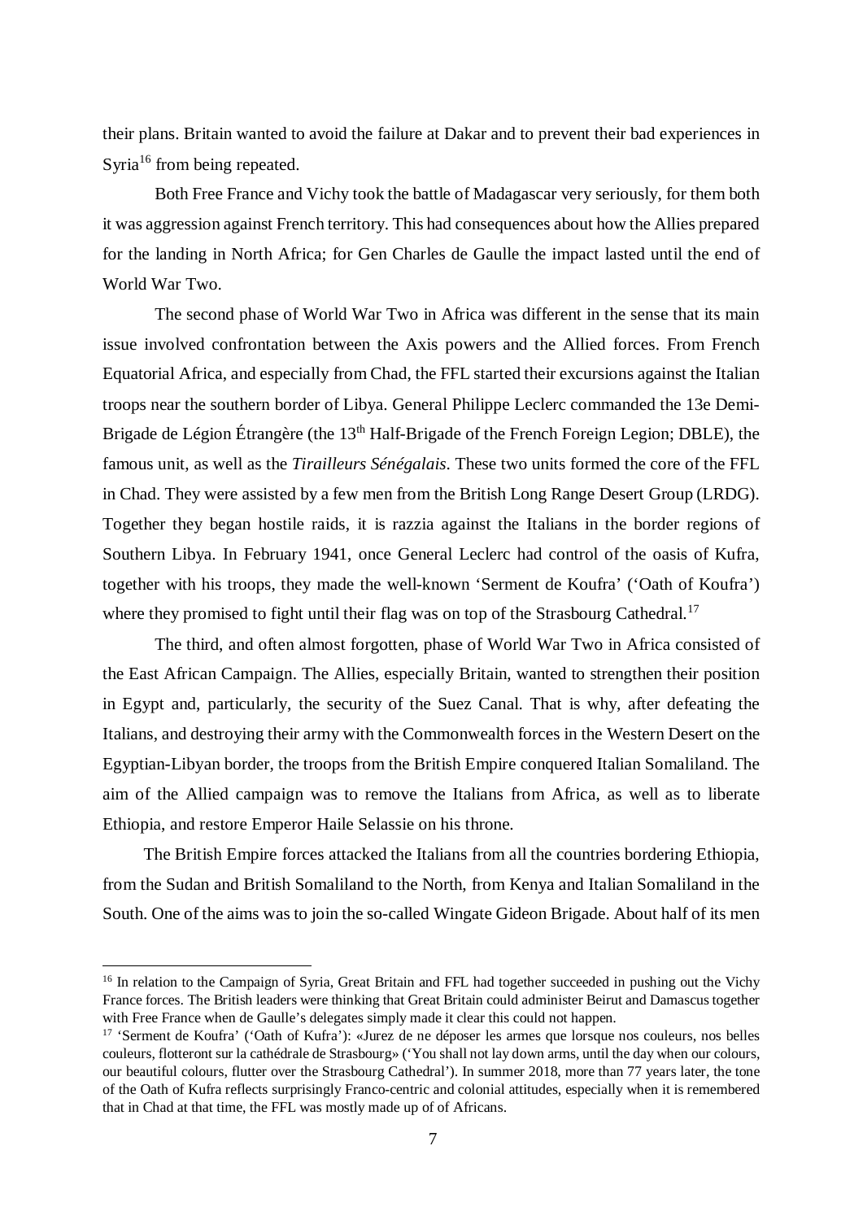their plans. Britain wanted to avoid the failure at Dakar and to prevent their bad experiences in Syria[16] from being repeated.

Both Free France and Vichy took the battle of Madagascar very seriously, for them both it was aggression against French territory. This had consequences about how the Allies prepared for the landing in North Africa; for Gen Charles de Gaulle the impact lasted until the end of World War Two.

The second phase of World War Two in Africa was different in the sense that its main issue involved confrontation between the Axis powers and the Allied forces. From French Equatorial Africa, and especially from Chad, the FFL started their excursions against the Italian troops near the southern border of Libya. General Philippe Leclerc commanded the 13e Demi-Brigade de Légion Étrangère (the 13th Half-Brigade of the French Foreign Legion; DBLE), the famous unit, as well as the *Tirailleurs Sénégalais*. These two units formed the core of the FFL in Chad. They were assisted by a few men from the British Long Range Desert Group (LRDG). Together they began hostile raids, it is razzia against the Italians in the border regions of Southern Libya. In February 1941, once General Leclerc had control of the oasis of Kufra, together with his troops, they made the well-known 'Serment de Koufra' ('Oath of Koufra') where they promised to fight until their flag was on top of the Strasbourg Cathedral.[17]

The third, and often almost forgotten, phase of World War Two in Africa consisted of the East African Campaign. The Allies, especially Britain, wanted to strengthen their position in Egypt and, particularly, the security of the Suez Canal. That is why, after defeating the Italians, and destroying their army with the Commonwealth forces in the Western Desert on the Egyptian-Libyan border, the troops from the British Empire conquered Italian Somaliland. The aim of the Allied campaign was to remove the Italians from Africa, as well as to liberate Ethiopia, and restore Emperor Haile Selassie on his throne.

The British Empire forces attacked the Italians from all the countries bordering Ethiopia, from the Sudan and British Somaliland to the North, from Kenya and Italian Somaliland in the South. One of the aims was to join the so-called Wingate Gideon Brigade. About half of its men

---

[16] In relation to the Campaign of Syria, Great Britain and FFL had together succeeded in pushing out the Vichy France forces. The British leaders were thinking that Great Britain could administer Beirut and Damascus together with Free France when de Gaulle's delegates simply made it clear this could not happen.

[17] 'Serment de Koufra' ('Oath of Kufra'): «Jurez de ne déposer les armes que lorsque nos couleurs, nos belles couleurs, flotteront sur la cathédrale de Strasbourg» ('You shall not lay down arms, until the day when our colours, our beautiful colours, flutter over the Strasbourg Cathedral'). In summer 2018, more than 77 years later, the tone of the Oath of Kufra reflects surprisingly Franco-centric and colonial attitudes, especially when it is remembered that in Chad at that time, the FFL was mostly made up of of Africans.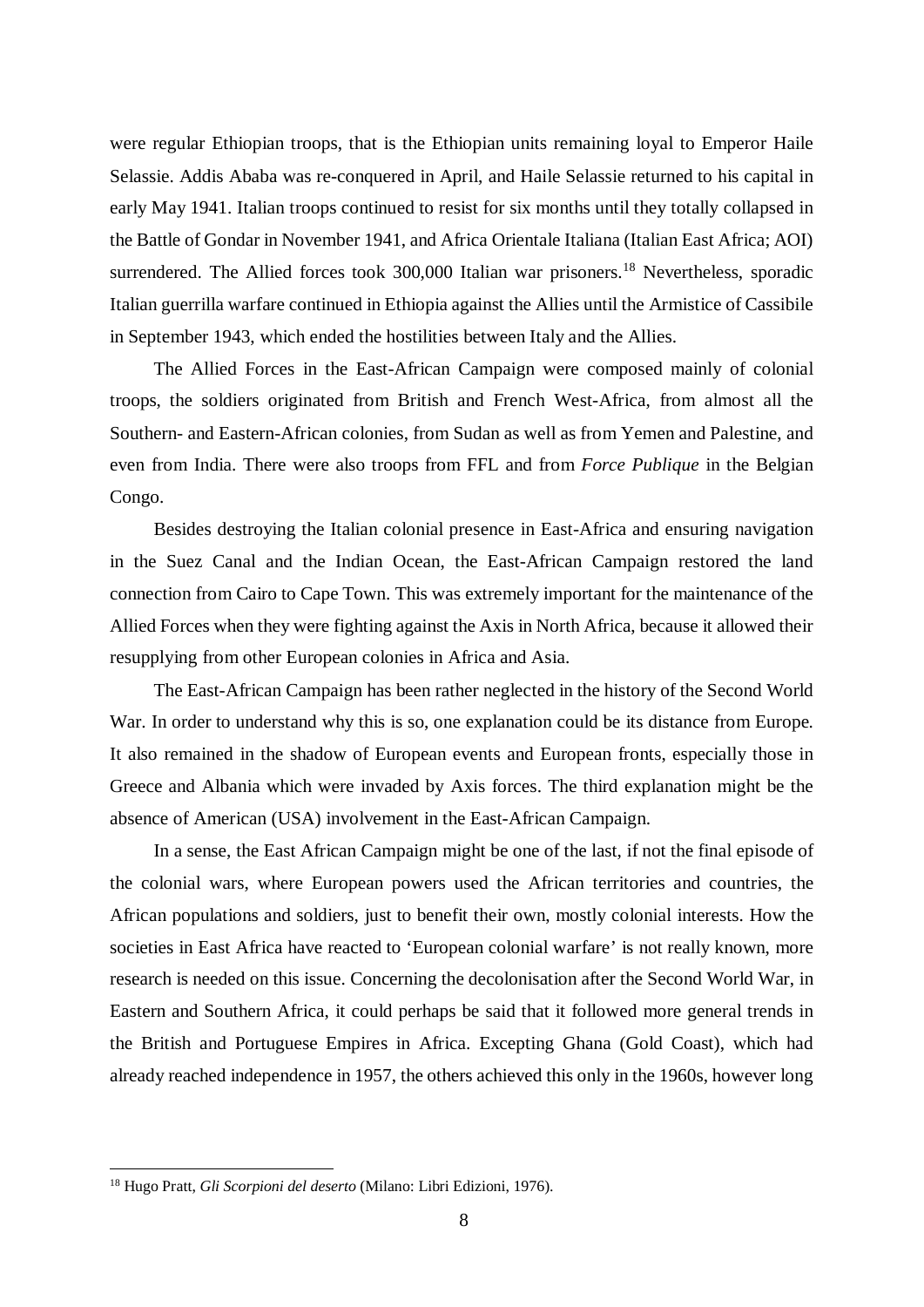were regular Ethiopian troops, that is the Ethiopian units remaining loyal to Emperor Haile Selassie. Addis Ababa was re-conquered in April, and Haile Selassie returned to his capital in early May 1941. Italian troops continued to resist for six months until they totally collapsed in the Battle of Gondar in November 1941, and Africa Orientale Italiana (Italian East Africa; AOI) surrendered. The Allied forces took 300,000 Italian war prisoners.[18] Nevertheless, sporadic Italian guerrilla warfare continued in Ethiopia against the Allies until the Armistice of Cassibile in September 1943, which ended the hostilities between Italy and the Allies.

The Allied Forces in the East-African Campaign were composed mainly of colonial troops, the soldiers originated from British and French West-Africa, from almost all the Southern- and Eastern-African colonies, from Sudan as well as from Yemen and Palestine, and even from India. There were also troops from FFL and from *Force Publique* in the Belgian Congo.

Besides destroying the Italian colonial presence in East-Africa and ensuring navigation in the Suez Canal and the Indian Ocean, the East-African Campaign restored the land connection from Cairo to Cape Town. This was extremely important for the maintenance of the Allied Forces when they were fighting against the Axis in North Africa, because it allowed their resupplying from other European colonies in Africa and Asia.

The East-African Campaign has been rather neglected in the history of the Second World War. In order to understand why this is so, one explanation could be its distance from Europe. It also remained in the shadow of European events and European fronts, especially those in Greece and Albania which were invaded by Axis forces. The third explanation might be the absence of American (USA) involvement in the East-African Campaign.

In a sense, the East African Campaign might be one of the last, if not the final episode of the colonial wars, where European powers used the African territories and countries, the African populations and soldiers, just to benefit their own, mostly colonial interests. How the societies in East Africa have reacted to 'European colonial warfare' is not really known, more research is needed on this issue. Concerning the decolonisation after the Second World War, in Eastern and Southern Africa, it could perhaps be said that it followed more general trends in the British and Portuguese Empires in Africa. Excepting Ghana (Gold Coast), which had already reached independence in 1957, the others achieved this only in the 1960s, however long

[18] Hugo Pratt, *Gli Scorpioni del deserto* (Milano: Libri Edizioni, 1976).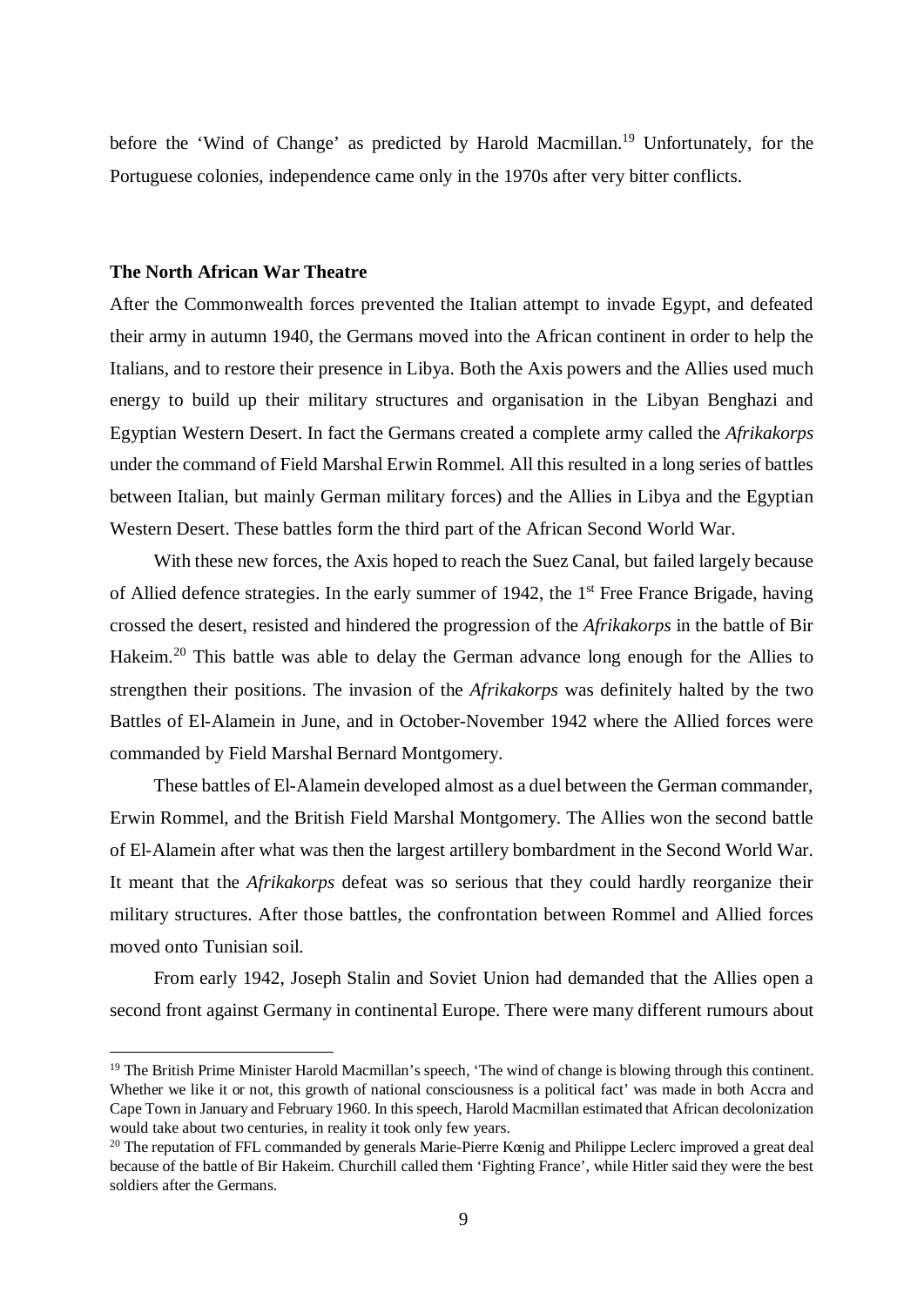before the 'Wind of Change' as predicted by Harold Macmillan.[19] Unfortunately, for the Portuguese colonies, independence came only in the 1970s after very bitter conflicts.

### The North African War Theatre

After the Commonwealth forces prevented the Italian attempt to invade Egypt, and defeated their army in autumn 1940, the Germans moved into the African continent in order to help the Italians, and to restore their presence in Libya. Both the Axis powers and the Allies used much energy to build up their military structures and organisation in the Libyan Benghazi and Egyptian Western Desert. In fact the Germans created a complete army called the *Afrikakorps* under the command of Field Marshal Erwin Rommel. All this resulted in a long series of battles between Italian, but mainly German military forces) and the Allies in Libya and the Egyptian Western Desert. These battles form the third part of the African Second World War.

With these new forces, the Axis hoped to reach the Suez Canal, but failed largely because of Allied defence strategies. In the early summer of 1942, the 1st Free France Brigade, having crossed the desert, resisted and hindered the progression of the *Afrikakorps* in the battle of Bir Hakeim.[20] This battle was able to delay the German advance long enough for the Allies to strengthen their positions. The invasion of the *Afrikakorps* was definitely halted by the two Battles of El-Alamein in June, and in October-November 1942 where the Allied forces were commanded by Field Marshal Bernard Montgomery.

These battles of El-Alamein developed almost as a duel between the German commander, Erwin Rommel, and the British Field Marshal Montgomery. The Allies won the second battle of El-Alamein after what was then the largest artillery bombardment in the Second World War. It meant that the *Afrikakorps* defeat was so serious that they could hardly reorganize their military structures. After those battles, the confrontation between Rommel and Allied forces moved onto Tunisian soil.

From early 1942, Joseph Stalin and Soviet Union had demanded that the Allies open a second front against Germany in continental Europe. There were many different rumours about

---

[19] The British Prime Minister Harold Macmillan's speech, 'The wind of change is blowing through this continent. Whether we like it or not, this growth of national consciousness is a political fact' was made in both Accra and Cape Town in January and February 1960. In this speech, Harold Macmillan estimated that African decolonization would take about two centuries, in reality it took only few years.

[20] The reputation of FFL commanded by generals Marie-Pierre Kœnig and Philippe Leclerc improved a great deal because of the battle of Bir Hakeim. Churchill called them 'Fighting France', while Hitler said they were the best soldiers after the Germans.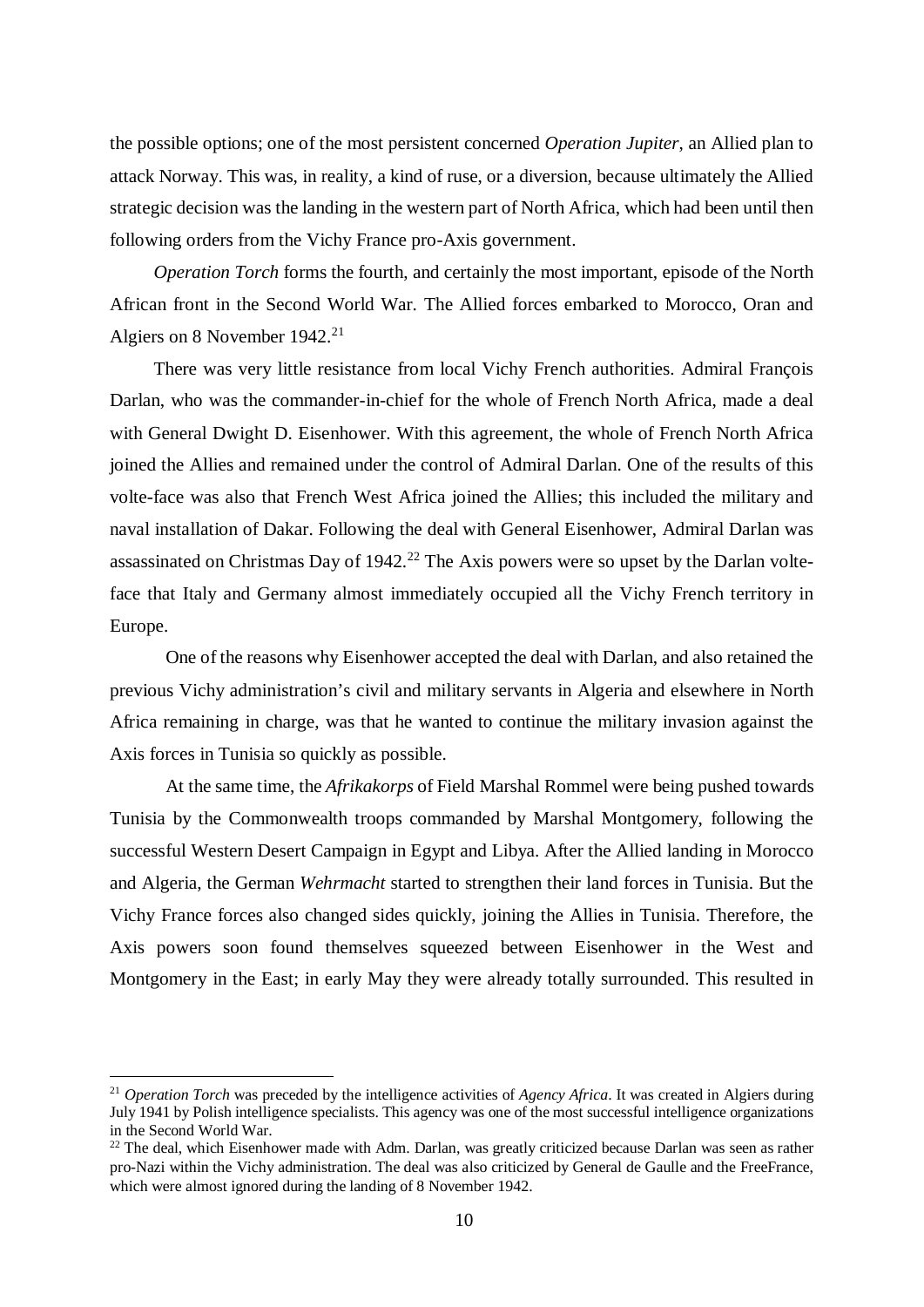the possible options; one of the most persistent concerned *Operation Jupiter*, an Allied plan to attack Norway. This was, in reality, a kind of ruse, or a diversion, because ultimately the Allied strategic decision was the landing in the western part of North Africa, which had been until then following orders from the Vichy France pro-Axis government.

*Operation Torch* forms the fourth, and certainly the most important, episode of the North African front in the Second World War. The Allied forces embarked to Morocco, Oran and Algiers on 8 November 1942.[21]

There was very little resistance from local Vichy French authorities. Admiral François Darlan, who was the commander-in-chief for the whole of French North Africa, made a deal with General Dwight D. Eisenhower. With this agreement, the whole of French North Africa joined the Allies and remained under the control of Admiral Darlan. One of the results of this volte-face was also that French West Africa joined the Allies; this included the military and naval installation of Dakar. Following the deal with General Eisenhower, Admiral Darlan was assassinated on Christmas Day of 1942.[22] The Axis powers were so upset by the Darlan volte-face that Italy and Germany almost immediately occupied all the Vichy French territory in Europe.

One of the reasons why Eisenhower accepted the deal with Darlan, and also retained the previous Vichy administration's civil and military servants in Algeria and elsewhere in North Africa remaining in charge, was that he wanted to continue the military invasion against the Axis forces in Tunisia so quickly as possible.

At the same time, the *Afrikakorps* of Field Marshal Rommel were being pushed towards Tunisia by the Commonwealth troops commanded by Marshal Montgomery, following the successful Western Desert Campaign in Egypt and Libya. After the Allied landing in Morocco and Algeria, the German *Wehrmacht* started to strengthen their land forces in Tunisia. But the Vichy France forces also changed sides quickly, joining the Allies in Tunisia. Therefore, the Axis powers soon found themselves squeezed between Eisenhower in the West and Montgomery in the East; in early May they were already totally surrounded. This resulted in

---

[21] *Operation Torch* was preceded by the intelligence activities of *Agency Africa*. It was created in Algiers during July 1941 by Polish intelligence specialists. This agency was one of the most successful intelligence organizations in the Second World War.

[22] The deal, which Eisenhower made with Adm. Darlan, was greatly criticized because Darlan was seen as rather pro-Nazi within the Vichy administration. The deal was also criticized by General de Gaulle and the FreeFrance, which were almost ignored during the landing of 8 November 1942.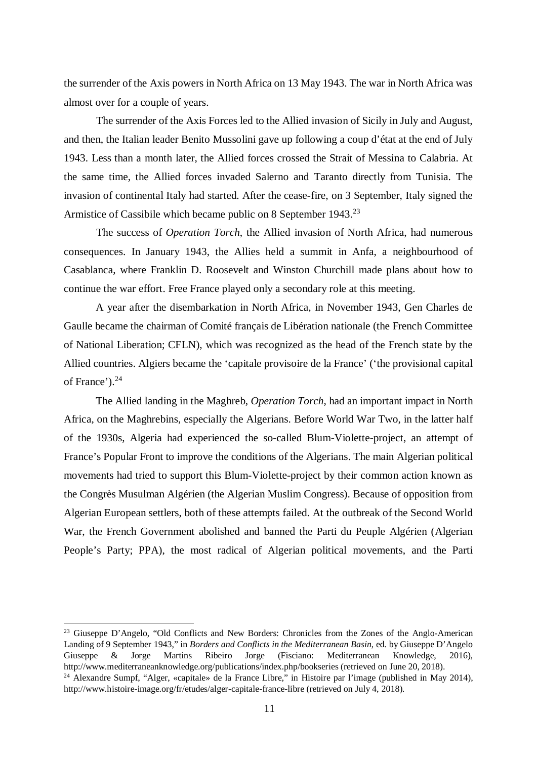the surrender of the Axis powers in North Africa on 13 May 1943. The war in North Africa was almost over for a couple of years.

The surrender of the Axis Forces led to the Allied invasion of Sicily in July and August, and then, the Italian leader Benito Mussolini gave up following a coup d'état at the end of July 1943. Less than a month later, the Allied forces crossed the Strait of Messina to Calabria. At the same time, the Allied forces invaded Salerno and Taranto directly from Tunisia. The invasion of continental Italy had started. After the cease-fire, on 3 September, Italy signed the Armistice of Cassibile which became public on 8 September 1943.[23]

The success of *Operation Torch*, the Allied invasion of North Africa, had numerous consequences. In January 1943, the Allies held a summit in Anfa, a neighbourhood of Casablanca, where Franklin D. Roosevelt and Winston Churchill made plans about how to continue the war effort. Free France played only a secondary role at this meeting.

A year after the disembarkation in North Africa, in November 1943, Gen Charles de Gaulle became the chairman of Comité français de Libération nationale (the French Committee of National Liberation; CFLN), which was recognized as the head of the French state by the Allied countries. Algiers became the 'capitale provisoire de la France' ('the provisional capital of France').[24]

The Allied landing in the Maghreb, *Operation Torch*, had an important impact in North Africa, on the Maghrebins, especially the Algerians. Before World War Two, in the latter half of the 1930s, Algeria had experienced the so-called Blum-Violette-project, an attempt of France's Popular Front to improve the conditions of the Algerians. The main Algerian political movements had tried to support this Blum-Violette-project by their common action known as the Congrès Musulman Algérien (the Algerian Muslim Congress). Because of opposition from Algerian European settlers, both of these attempts failed. At the outbreak of the Second World War, the French Government abolished and banned the Parti du Peuple Algérien (Algerian People's Party; PPA), the most radical of Algerian political movements, and the Parti

---

[23] Giuseppe D'Angelo, "Old Conflicts and New Borders: Chronicles from the Zones of the Anglo-American Landing of 9 September 1943," in *Borders and Conflicts in the Mediterranean Basin*, ed. by Giuseppe D'Angelo Giuseppe & Jorge Martins Ribeiro Jorge (Fisciano: Mediterranean Knowledge, 2016), http://www.mediterraneanknowledge.org/publications/index.php/bookseries (retrieved on June 20, 2018).

[24] Alexandre Sumpf, "Alger, «capitale» de la France Libre," in Histoire par l'image (published in May 2014), http://www.histoire-image.org/fr/etudes/alger-capitale-france-libre (retrieved on July 4, 2018).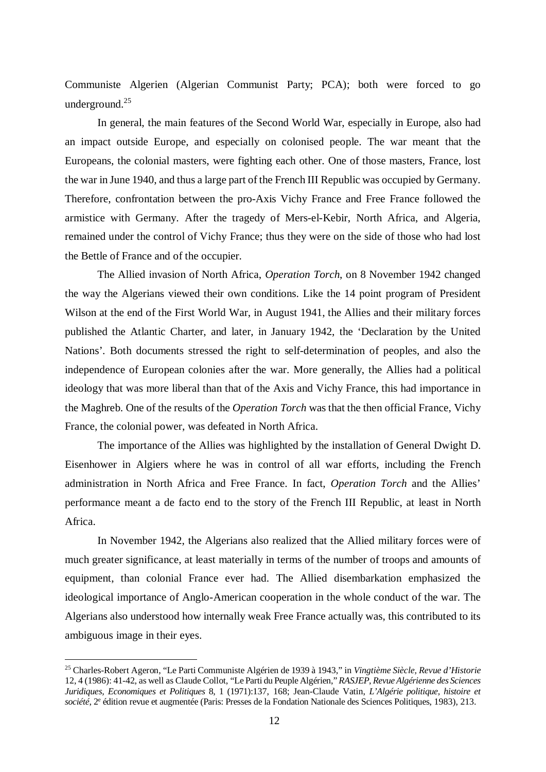Communiste Algerien (Algerian Communist Party; PCA); both were forced to go underground.[25]

In general, the main features of the Second World War, especially in Europe, also had an impact outside Europe, and especially on colonised people. The war meant that the Europeans, the colonial masters, were fighting each other. One of those masters, France, lost the war in June 1940, and thus a large part of the French III Republic was occupied by Germany. Therefore, confrontation between the pro-Axis Vichy France and Free France followed the armistice with Germany. After the tragedy of Mers-el-Kebir, North Africa, and Algeria, remained under the control of Vichy France; thus they were on the side of those who had lost the Bettle of France and of the occupier.

The Allied invasion of North Africa, *Operation Torch*, on 8 November 1942 changed the way the Algerians viewed their own conditions. Like the 14 point program of President Wilson at the end of the First World War, in August 1941, the Allies and their military forces published the Atlantic Charter, and later, in January 1942, the 'Declaration by the United Nations'. Both documents stressed the right to self-determination of peoples, and also the independence of European colonies after the war. More generally, the Allies had a political ideology that was more liberal than that of the Axis and Vichy France, this had importance in the Maghreb. One of the results of the *Operation Torch* was that the then official France, Vichy France, the colonial power, was defeated in North Africa.

The importance of the Allies was highlighted by the installation of General Dwight D. Eisenhower in Algiers where he was in control of all war efforts, including the French administration in North Africa and Free France. In fact, *Operation Torch* and the Allies' performance meant a de facto end to the story of the French III Republic, at least in North Africa.

In November 1942, the Algerians also realized that the Allied military forces were of much greater significance, at least materially in terms of the number of troops and amounts of equipment, than colonial France ever had. The Allied disembarkation emphasized the ideological importance of Anglo-American cooperation in the whole conduct of the war. The Algerians also understood how internally weak Free France actually was, this contributed to its ambiguous image in their eyes.

---

[25] Charles-Robert Ageron, "Le Parti Communiste Algérien de 1939 à 1943," in *Vingtième Siècle, Revue d'Historie* 12, 4 (1986): 41-42, as well as Claude Collot, "Le Parti du Peuple Algérien," *RASJEP, Revue Algérienne des Sciences Juridiques, Economiques et Politiques* 8, 1 (1971):137, 168; Jean-Claude Vatin, *L'Algérie politique, histoire et société*, 2e édition revue et augmentée (Paris: Presses de la Fondation Nationale des Sciences Politiques, 1983), 213.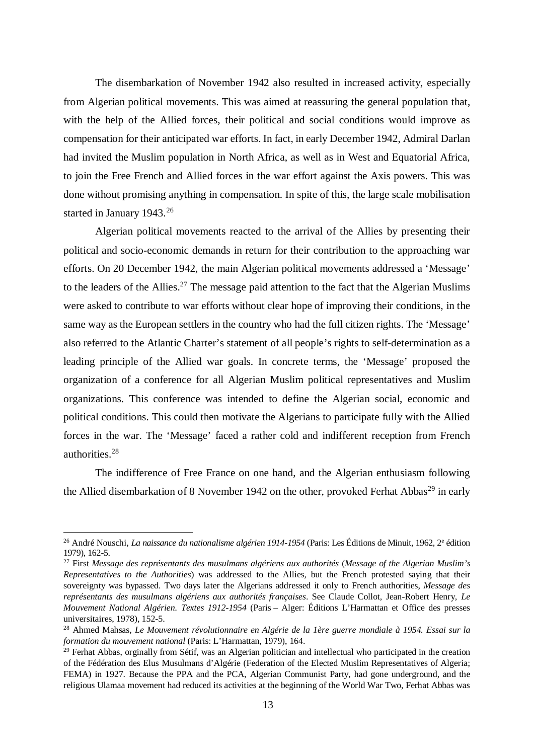The disembarkation of November 1942 also resulted in increased activity, especially from Algerian political movements. This was aimed at reassuring the general population that, with the help of the Allied forces, their political and social conditions would improve as compensation for their anticipated war efforts. In fact, in early December 1942, Admiral Darlan had invited the Muslim population in North Africa, as well as in West and Equatorial Africa, to join the Free French and Allied forces in the war effort against the Axis powers. This was done without promising anything in compensation. In spite of this, the large scale mobilisation started in January 1943.[26]

Algerian political movements reacted to the arrival of the Allies by presenting their political and socio-economic demands in return for their contribution to the approaching war efforts. On 20 December 1942, the main Algerian political movements addressed a 'Message' to the leaders of the Allies.[27] The message paid attention to the fact that the Algerian Muslims were asked to contribute to war efforts without clear hope of improving their conditions, in the same way as the European settlers in the country who had the full citizen rights. The 'Message' also referred to the Atlantic Charter's statement of all people's rights to self-determination as a leading principle of the Allied war goals. In concrete terms, the 'Message' proposed the organization of a conference for all Algerian Muslim political representatives and Muslim organizations. This conference was intended to define the Algerian social, economic and political conditions. This could then motivate the Algerians to participate fully with the Allied forces in the war. The 'Message' faced a rather cold and indifferent reception from French authorities.[28]

The indifference of Free France on one hand, and the Algerian enthusiasm following the Allied disembarkation of 8 November 1942 on the other, provoked Ferhat Abbas[29] in early

---

[26] André Nouschi, *La naissance du nationalisme algérien 1914-1954* (Paris: Les Éditions de Minuit, 1962, 2e édition 1979), 162-5.

[27] First *Message des représentants des musulmans algériens aux authorités* (*Message of the Algerian Muslim's Representatives to the Authorities*) was addressed to the Allies, but the French protested saying that their sovereignty was bypassed. Two days later the Algerians addressed it only to French authorities, *Message des représentants des musulmans algériens aux authorités françaises*. See Claude Collot, Jean-Robert Henry, *Le Mouvement National Algérien. Textes 1912-1954* (Paris – Alger: Éditions L'Harmattan et Office des presses universitaires, 1978), 152-5.

[28] Ahmed Mahsas, *Le Mouvement révolutionnaire en Algérie de la 1ère guerre mondiale à 1954. Essai sur la formation du mouvement national* (Paris: L'Harmattan, 1979), 164.

[29] Ferhat Abbas, orginally from Sétif, was an Algerian politician and intellectual who participated in the creation of the Fédération des Elus Musulmans d'Algérie (Federation of the Elected Muslim Representatives of Algeria; FEMA) in 1927. Because the PPA and the PCA, Algerian Communist Party, had gone underground, and the religious Ulamaa movement had reduced its activities at the beginning of the World War Two, Ferhat Abbas was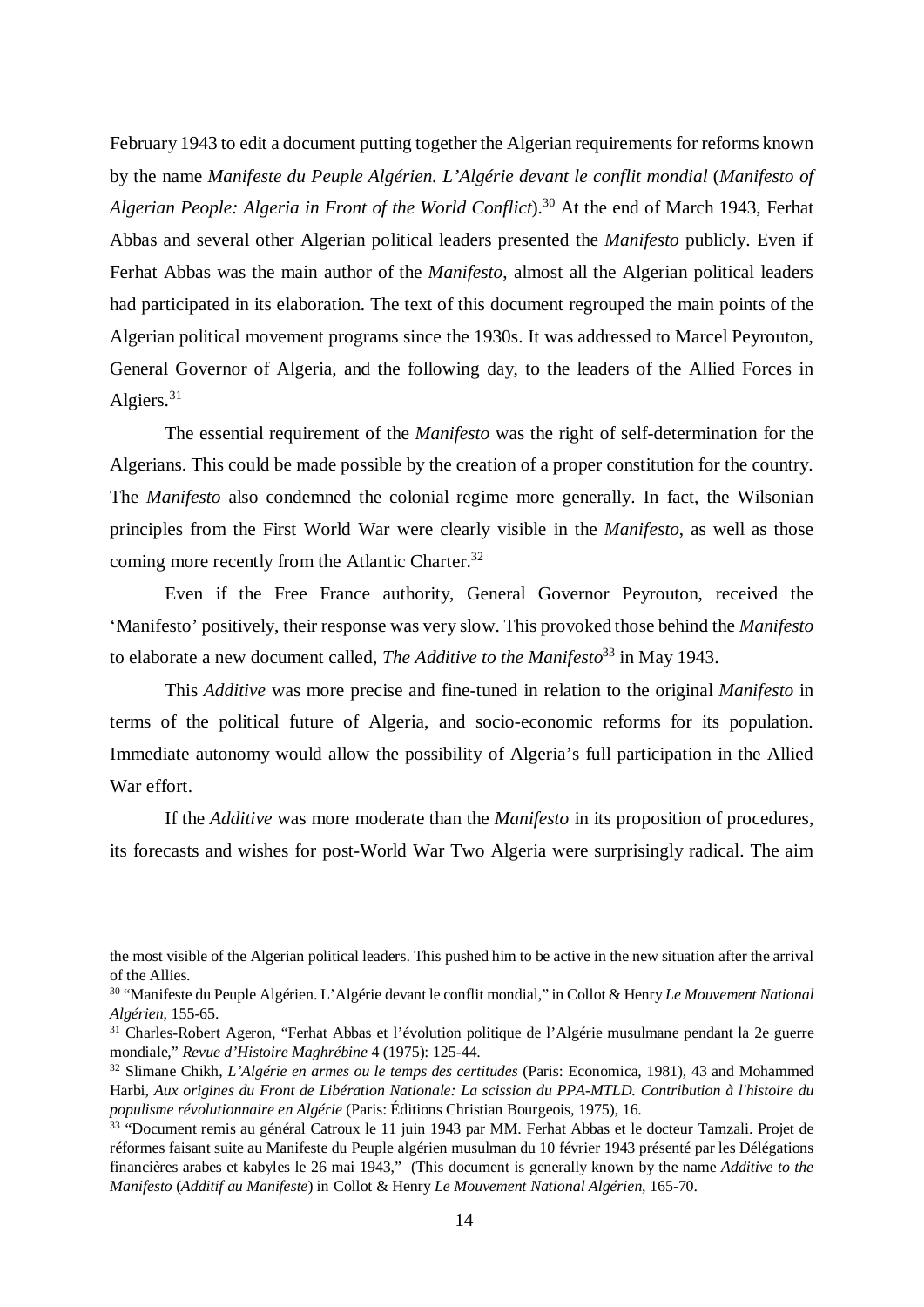February 1943 to edit a document putting together the Algerian requirements for reforms known by the name *Manifeste du Peuple Algérien. L'Algérie devant le conflit mondial* (*Manifesto of Algerian People: Algeria in Front of the World Conflict*).[30] At the end of March 1943, Ferhat Abbas and several other Algerian political leaders presented the *Manifesto* publicly. Even if Ferhat Abbas was the main author of the *Manifesto*, almost all the Algerian political leaders had participated in its elaboration. The text of this document regrouped the main points of the Algerian political movement programs since the 1930s. It was addressed to Marcel Peyrouton, General Governor of Algeria, and the following day, to the leaders of the Allied Forces in Algiers.[31]

The essential requirement of the *Manifesto* was the right of self-determination for the Algerians. This could be made possible by the creation of a proper constitution for the country. The *Manifesto* also condemned the colonial regime more generally. In fact, the Wilsonian principles from the First World War were clearly visible in the *Manifesto*, as well as those coming more recently from the Atlantic Charter.[32]

Even if the Free France authority, General Governor Peyrouton, received the 'Manifesto' positively, their response was very slow. This provoked those behind the *Manifesto* to elaborate a new document called, *The Additive to the Manifesto*[33] in May 1943.

This *Additive* was more precise and fine-tuned in relation to the original *Manifesto* in terms of the political future of Algeria, and socio-economic reforms for its population. Immediate autonomy would allow the possibility of Algeria's full participation in the Allied War effort.

If the *Additive* was more moderate than the *Manifesto* in its proposition of procedures, its forecasts and wishes for post-World War Two Algeria were surprisingly radical. The aim

---

the most visible of the Algerian political leaders. This pushed him to be active in the new situation after the arrival of the Allies.

[30] "Manifeste du Peuple Algérien. L'Algérie devant le conflit mondial," in Collot & Henry *Le Mouvement National Algérien*, 155-65.

[31] Charles-Robert Ageron, "Ferhat Abbas et l'évolution politique de l'Algérie musulmane pendant la 2e guerre mondiale," *Revue d'Histoire Maghrébine* 4 (1975): 125-44.

[32] Slimane Chikh, *L'Algérie en armes ou le temps des certitudes* (Paris: Economica, 1981), 43 and Mohammed Harbi, *Aux origines du Front de Libération Nationale: La scission du PPA-MTLD. Contribution à l'histoire du populisme révolutionnaire en Algérie* (Paris: Éditions Christian Bourgeois, 1975), 16.

[33] "Document remis au général Catroux le 11 juin 1943 par MM. Ferhat Abbas et le docteur Tamzali. Projet de réformes faisant suite au Manifeste du Peuple algérien musulman du 10 février 1943 présenté par les Délégations financières arabes et kabyles le 26 mai 1943," (This document is generally known by the name *Additive to the Manifesto* (*Additif au Manifeste*) in Collot & Henry *Le Mouvement National Algérien*, 165-70.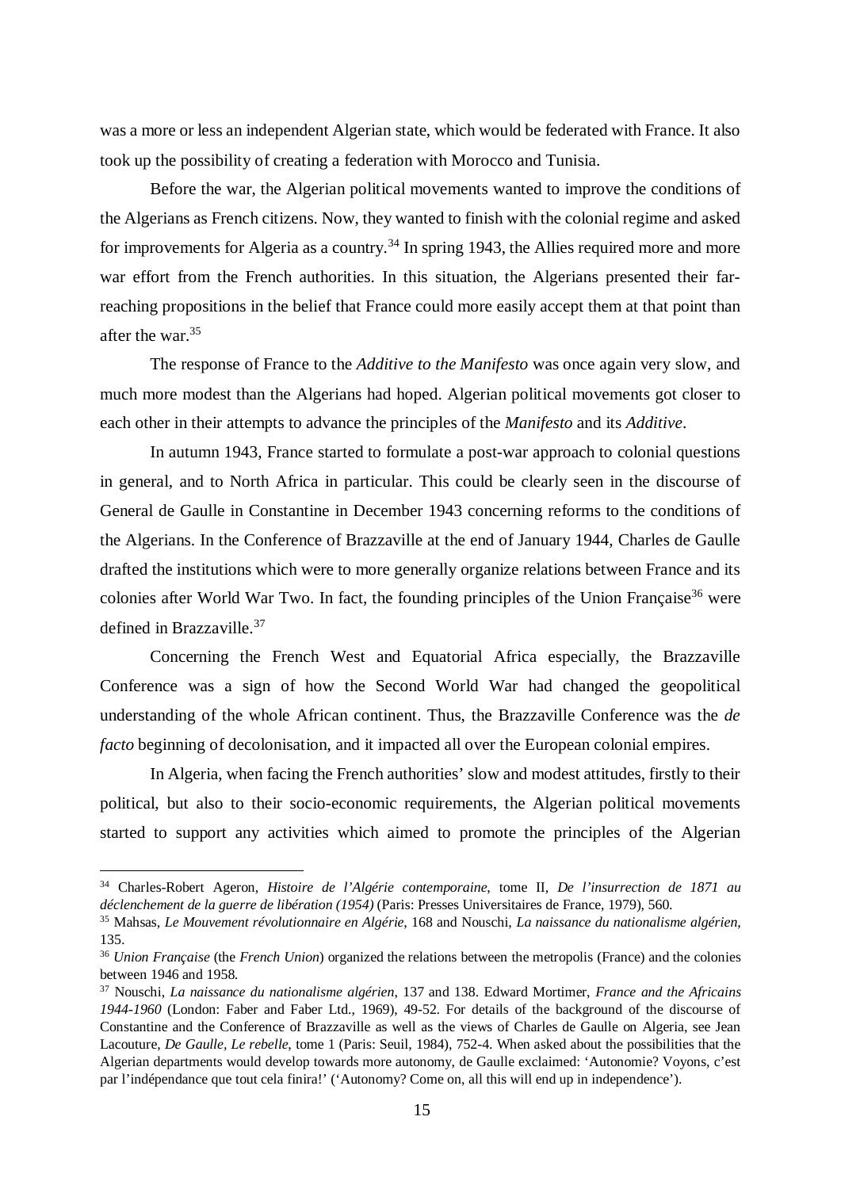was a more or less an independent Algerian state, which would be federated with France. It also took up the possibility of creating a federation with Morocco and Tunisia.

Before the war, the Algerian political movements wanted to improve the conditions of the Algerians as French citizens. Now, they wanted to finish with the colonial regime and asked for improvements for Algeria as a country.[34] In spring 1943, the Allies required more and more war effort from the French authorities. In this situation, the Algerians presented their far-reaching propositions in the belief that France could more easily accept them at that point than after the war.[35]

The response of France to the *Additive to the Manifesto* was once again very slow, and much more modest than the Algerians had hoped. Algerian political movements got closer to each other in their attempts to advance the principles of the *Manifesto* and its *Additive*.

In autumn 1943, France started to formulate a post-war approach to colonial questions in general, and to North Africa in particular. This could be clearly seen in the discourse of General de Gaulle in Constantine in December 1943 concerning reforms to the conditions of the Algerians. In the Conference of Brazzaville at the end of January 1944, Charles de Gaulle drafted the institutions which were to more generally organize relations between France and its colonies after World War Two. In fact, the founding principles of the Union Française[36] were defined in Brazzaville.[37]

Concerning the French West and Equatorial Africa especially, the Brazzaville Conference was a sign of how the Second World War had changed the geopolitical understanding of the whole African continent. Thus, the Brazzaville Conference was the *de facto* beginning of decolonisation, and it impacted all over the European colonial empires.

In Algeria, when facing the French authorities' slow and modest attitudes, firstly to their political, but also to their socio-economic requirements, the Algerian political movements started to support any activities which aimed to promote the principles of the Algerian

---

[34] Charles-Robert Ageron, *Histoire de l'Algérie contemporaine*, tome II, *De l'insurrection de 1871 au déclenchement de la guerre de libération (1954)* (Paris: Presses Universitaires de France, 1979), 560.

[35] Mahsas, *Le Mouvement révolutionnaire en Algérie*, 168 and Nouschi, *La naissance du nationalisme algérien*, 135.

[36] *Union Française* (the *French Union*) organized the relations between the metropolis (France) and the colonies between 1946 and 1958.

[37] Nouschi, *La naissance du nationalisme algérien*, 137 and 138. Edward Mortimer, *France and the Africains 1944-1960* (London: Faber and Faber Ltd., 1969), 49-52. For details of the background of the discourse of Constantine and the Conference of Brazzaville as well as the views of Charles de Gaulle on Algeria, see Jean Lacouture, *De Gaulle, Le rebelle*, tome 1 (Paris: Seuil, 1984), 752-4. When asked about the possibilities that the Algerian departments would develop towards more autonomy, de Gaulle exclaimed: 'Autonomie? Voyons, c'est par l'indépendance que tout cela finira!' ('Autonomy? Come on, all this will end up in independence').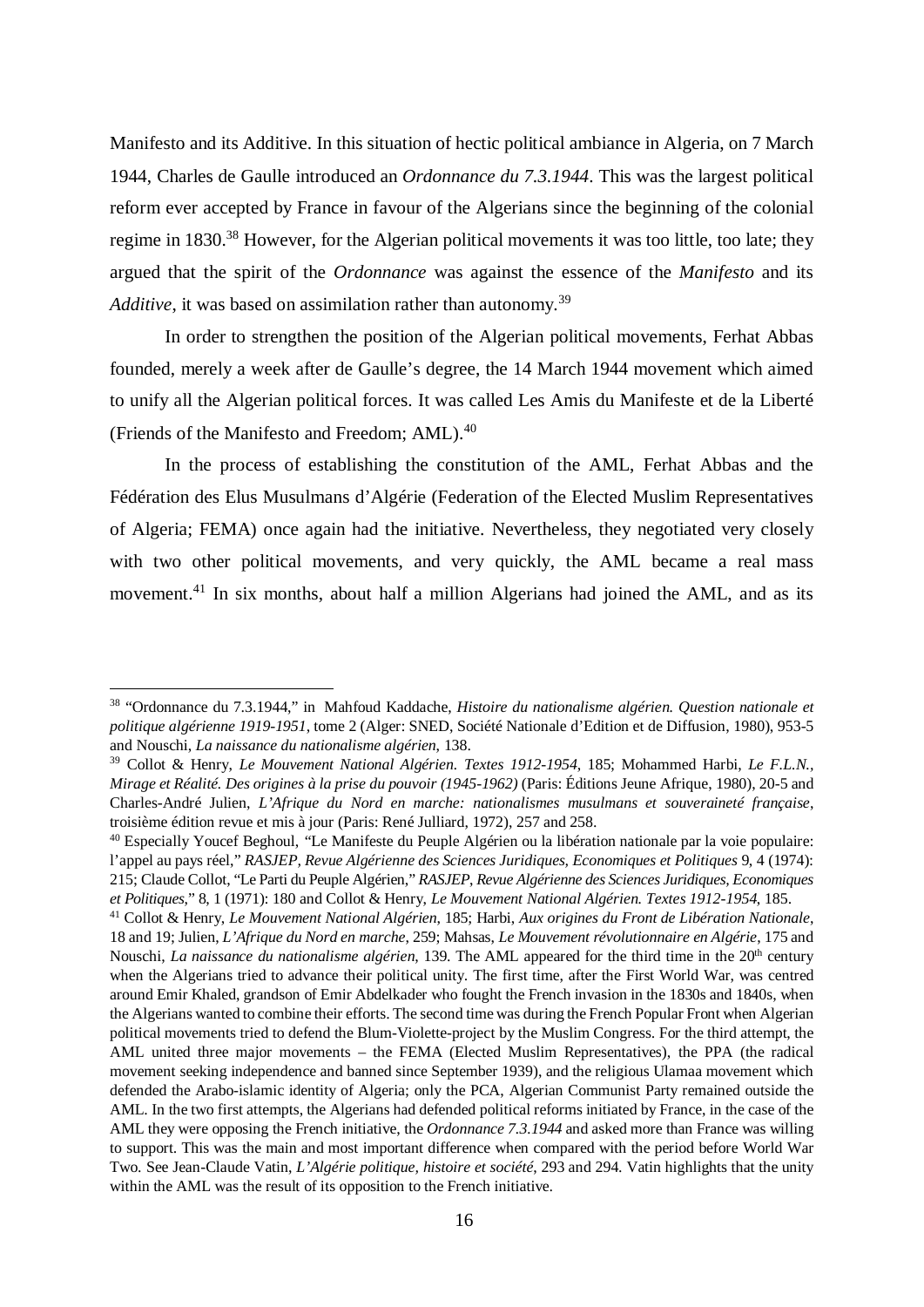Manifesto and its Additive. In this situation of hectic political ambiance in Algeria, on 7 March 1944, Charles de Gaulle introduced an *Ordonnance du 7.3.1944*. This was the largest political reform ever accepted by France in favour of the Algerians since the beginning of the colonial regime in 1830.[38] However, for the Algerian political movements it was too little, too late; they argued that the spirit of the *Ordonnance* was against the essence of the *Manifesto* and its *Additive*, it was based on assimilation rather than autonomy.[39]

In order to strengthen the position of the Algerian political movements, Ferhat Abbas founded, merely a week after de Gaulle's degree, the 14 March 1944 movement which aimed to unify all the Algerian political forces. It was called Les Amis du Manifeste et de la Liberté (Friends of the Manifesto and Freedom; AML).[40]

In the process of establishing the constitution of the AML, Ferhat Abbas and the Fédération des Elus Musulmans d'Algérie (Federation of the Elected Muslim Representatives of Algeria; FEMA) once again had the initiative. Nevertheless, they negotiated very closely with two other political movements, and very quickly, the AML became a real mass movement.[41] In six months, about half a million Algerians had joined the AML, and as its

---

[38] "Ordonnance du 7.3.1944," in Mahfoud Kaddache, *Histoire du nationalisme algérien. Question nationale et politique algérienne 1919-1951*, tome 2 (Alger: SNED, Société Nationale d'Edition et de Diffusion, 1980), 953-5 and Nouschi, *La naissance du nationalisme algérien*, 138.

[39] Collot & Henry, *Le Mouvement National Algérien. Textes 1912-1954*, 185; Mohammed Harbi, *Le F.L.N., Mirage et Réalité. Des origines à la prise du pouvoir (1945-1962)* (Paris: Éditions Jeune Afrique, 1980), 20-5 and Charles-André Julien, *L'Afrique du Nord en marche: nationalismes musulmans et souveraineté française*, troisième édition revue et mis à jour (Paris: René Julliard, 1972), 257 and 258.

[40] Especially Youcef Beghoul, "Le Manifeste du Peuple Algérien ou la libération nationale par la voie populaire: l'appel au pays réel," *RASJEP, Revue Algérienne des Sciences Juridiques, Economiques et Politiques* 9, 4 (1974): 215; Claude Collot, "Le Parti du Peuple Algérien," *RASJEP, Revue Algérienne des Sciences Juridiques, Economiques et Politiques*," 8, 1 (1971): 180 and Collot & Henry, *Le Mouvement National Algérien. Textes 1912-1954*, 185.

[41] Collot & Henry, *Le Mouvement National Algérien*, 185; Harbi, *Aux origines du Front de Libération Nationale*, 18 and 19; Julien, *L'Afrique du Nord en marche*, 259; Mahsas, *Le Mouvement révolutionnaire en Algérie*, 175 and Nouschi, *La naissance du nationalisme algérien*, 139. The AML appeared for the third time in the 20th century when the Algerians tried to advance their political unity. The first time, after the First World War, was centred around Emir Khaled, grandson of Emir Abdelkader who fought the French invasion in the 1830s and 1840s, when the Algerians wanted to combine their efforts. The second time was during the French Popular Front when Algerian political movements tried to defend the Blum-Violette-project by the Muslim Congress. For the third attempt, the AML united three major movements – the FEMA (Elected Muslim Representatives), the PPA (the radical movement seeking independence and banned since September 1939), and the religious Ulamaa movement which defended the Arabo-islamic identity of Algeria; only the PCA, Algerian Communist Party remained outside the AML. In the two first attempts, the Algerians had defended political reforms initiated by France, in the case of the AML they were opposing the French initiative, the *Ordonnance 7.3.1944* and asked more than France was willing to support. This was the main and most important difference when compared with the period before World War Two. See Jean-Claude Vatin, *L'Algérie politique, histoire et société*, 293 and 294. Vatin highlights that the unity within the AML was the result of its opposition to the French initiative.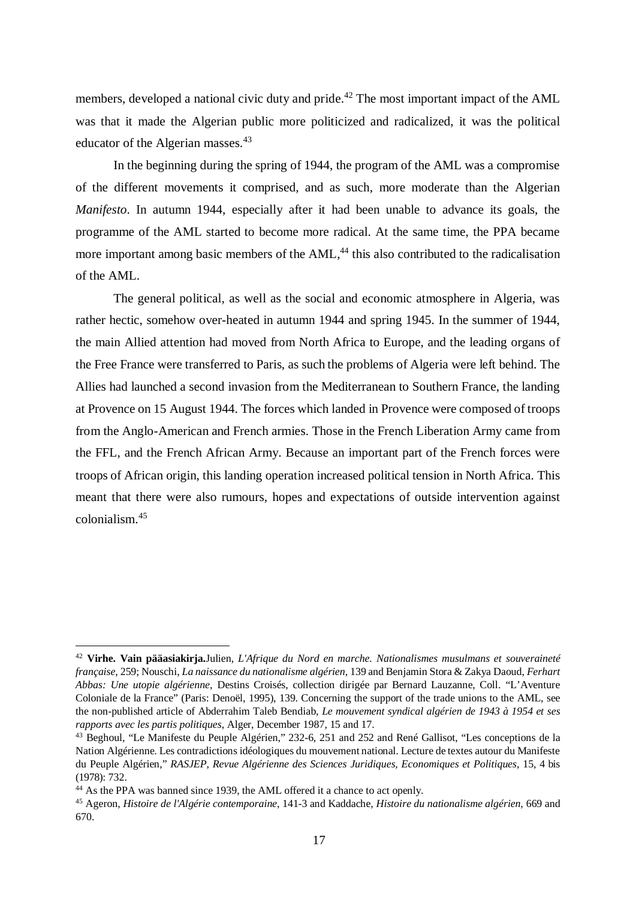members, developed a national civic duty and pride.[42] The most important impact of the AML was that it made the Algerian public more politicized and radicalized, it was the political educator of the Algerian masses.[43]

In the beginning during the spring of 1944, the program of the AML was a compromise of the different movements it comprised, and as such, more moderate than the Algerian *Manifesto*. In autumn 1944, especially after it had been unable to advance its goals, the programme of the AML started to become more radical. At the same time, the PPA became more important among basic members of the AML,[44] this also contributed to the radicalisation of the AML.

The general political, as well as the social and economic atmosphere in Algeria, was rather hectic, somehow over-heated in autumn 1944 and spring 1945. In the summer of 1944, the main Allied attention had moved from North Africa to Europe, and the leading organs of the Free France were transferred to Paris, as such the problems of Algeria were left behind. The Allies had launched a second invasion from the Mediterranean to Southern France, the landing at Provence on 15 August 1944. The forces which landed in Provence were composed of troops from the Anglo-American and French armies. Those in the French Liberation Army came from the FFL, and the French African Army. Because an important part of the French forces were troops of African origin, this landing operation increased political tension in North Africa. This meant that there were also rumours, hopes and expectations of outside intervention against colonialism.[45]

---

[42] **Virhe. Vain pääasiakirja.**Julien, *L'Afrique du Nord en marche. Nationalismes musulmans et souveraineté française*, 259; Nouschi, *La naissance du nationalisme algérien*, 139 and Benjamin Stora & Zakya Daoud, *Ferhart Abbas: Une utopie algérienne*, Destins Croisés, collection dirigée par Bernard Lauzanne, Coll. "L'Aventure Coloniale de la France" (Paris: Denoël, 1995), 139. Concerning the support of the trade unions to the AML, see the non-published article of Abderrahim Taleb Bendiab, *Le mouvement syndical algérien de 1943 à 1954 et ses rapports avec les partis politiques*, Alger, December 1987, 15 and 17.

[43] Beghoul, "Le Manifeste du Peuple Algérien," 232-6, 251 and 252 and René Gallisot, "Les conceptions de la Nation Algérienne. Les contradictions idéologiques du mouvement national. Lecture de textes autour du Manifeste du Peuple Algérien," *RASJEP*, *Revue Algérienne des Sciences Juridiques, Economiques et Politiques*, 15, 4 bis (1978): 732.

[44] As the PPA was banned since 1939, the AML offered it a chance to act openly.

[45] Ageron, *Histoire de l'Algérie contemporaine*, 141-3 and Kaddache, *Histoire du nationalisme algérien*, 669 and 670.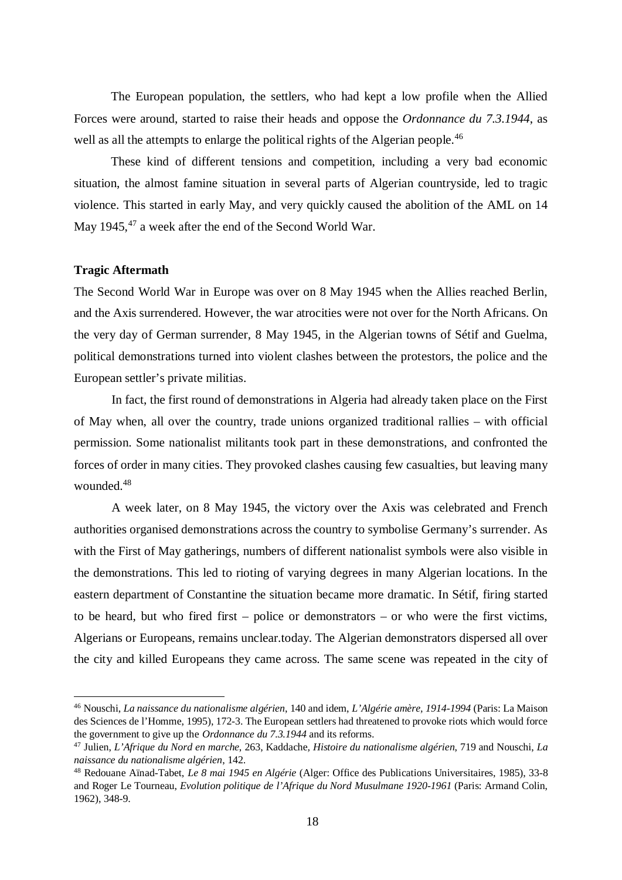The European population, the settlers, who had kept a low profile when the Allied Forces were around, started to raise their heads and oppose the *Ordonnance du 7.3.1944*, as well as all the attempts to enlarge the political rights of the Algerian people.[46]

These kind of different tensions and competition, including a very bad economic situation, the almost famine situation in several parts of Algerian countryside, led to tragic violence. This started in early May, and very quickly caused the abolition of the AML on 14 May 1945,[47] a week after the end of the Second World War.

**Tragic Aftermath**

The Second World War in Europe was over on 8 May 1945 when the Allies reached Berlin, and the Axis surrendered. However, the war atrocities were not over for the North Africans. On the very day of German surrender, 8 May 1945, in the Algerian towns of Sétif and Guelma, political demonstrations turned into violent clashes between the protestors, the police and the European settler's private militias.

In fact, the first round of demonstrations in Algeria had already taken place on the First of May when, all over the country, trade unions organized traditional rallies – with official permission. Some nationalist militants took part in these demonstrations, and confronted the forces of order in many cities. They provoked clashes causing few casualties, but leaving many wounded.[48]

A week later, on 8 May 1945, the victory over the Axis was celebrated and French authorities organised demonstrations across the country to symbolise Germany's surrender. As with the First of May gatherings, numbers of different nationalist symbols were also visible in the demonstrations. This led to rioting of varying degrees in many Algerian locations. In the eastern department of Constantine the situation became more dramatic. In Sétif, firing started to be heard, but who fired first – police or demonstrators – or who were the first victims, Algerians or Europeans, remains unclear.today. The Algerian demonstrators dispersed all over the city and killed Europeans they came across. The same scene was repeated in the city of

---

[46] Nouschi, *La naissance du nationalisme algérien*, 140 and idem, *L'Algérie amère, 1914-1994* (Paris: La Maison des Sciences de l'Homme, 1995), 172-3. The European settlers had threatened to provoke riots which would force the government to give up the *Ordonnance du 7.3.1944* and its reforms.

[47] Julien, *L'Afrique du Nord en marche*, 263, Kaddache, *Histoire du nationalisme algérien*, 719 and Nouschi, *La naissance du nationalisme algérien*, 142.

[48] Redouane Aïnad-Tabet, *Le 8 mai 1945 en Algérie* (Alger: Office des Publications Universitaires, 1985), 33-8 and Roger Le Tourneau, *Evolution politique de l'Afrique du Nord Musulmane 1920-1961* (Paris: Armand Colin, 1962), 348-9.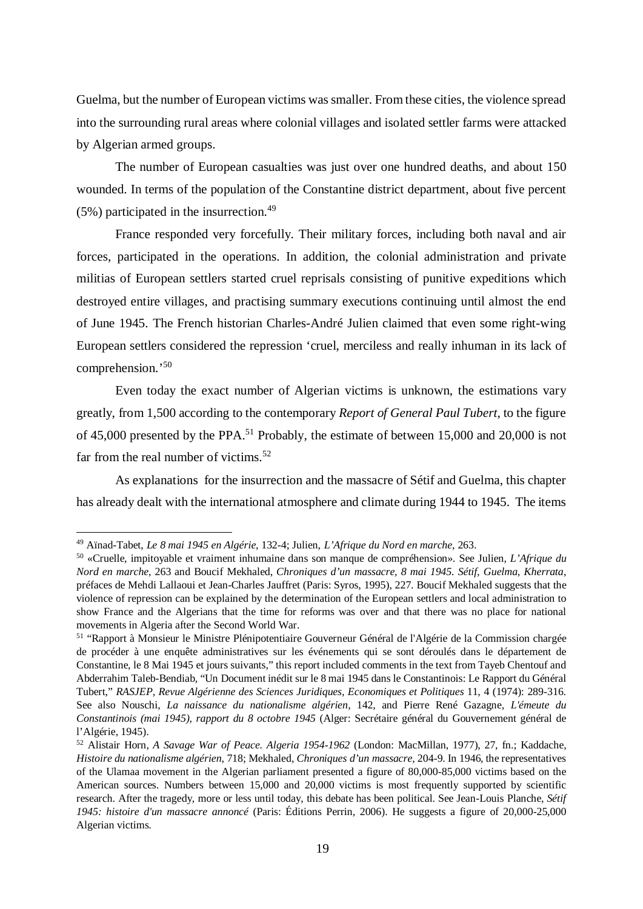Guelma, but the number of European victims was smaller. From these cities, the violence spread into the surrounding rural areas where colonial villages and isolated settler farms were attacked by Algerian armed groups.

The number of European casualties was just over one hundred deaths, and about 150 wounded. In terms of the population of the Constantine district department, about five percent (5%) participated in the insurrection.[49]

France responded very forcefully. Their military forces, including both naval and air forces, participated in the operations. In addition, the colonial administration and private militias of European settlers started cruel reprisals consisting of punitive expeditions which destroyed entire villages, and practising summary executions continuing until almost the end of June 1945. The French historian Charles-André Julien claimed that even some right-wing European settlers considered the repression 'cruel, merciless and really inhuman in its lack of comprehension.'[50]

Even today the exact number of Algerian victims is unknown, the estimations vary greatly, from 1,500 according to the contemporary *Report of General Paul Tubert*, to the figure of 45,000 presented by the PPA.[51] Probably, the estimate of between 15,000 and 20,000 is not far from the real number of victims.[52]

As explanations for the insurrection and the massacre of Sétif and Guelma, this chapter has already dealt with the international atmosphere and climate during 1944 to 1945. The items

---

[49] Aïnad-Tabet, *Le 8 mai 1945 en Algérie*, 132-4; Julien, *L'Afrique du Nord en marche*, 263.

[50] «Cruelle, impitoyable et vraiment inhumaine dans son manque de compréhension». See Julien, *L'Afrique du Nord en marche*, 263 and Boucif Mekhaled, *Chroniques d'un massacre, 8 mai 1945. Sétif, Guelma, Kherrata*, préfaces de Mehdi Lallaoui et Jean-Charles Jauffret (Paris: Syros, 1995), 227. Boucif Mekhaled suggests that the violence of repression can be explained by the determination of the European settlers and local administration to show France and the Algerians that the time for reforms was over and that there was no place for national movements in Algeria after the Second World War.

[51] "Rapport à Monsieur le Ministre Plénipotentiaire Gouverneur Général de l'Algérie de la Commission chargée de procéder à une enquête administratives sur les événements qui se sont déroulés dans le département de Constantine, le 8 Mai 1945 et jours suivants," this report included comments in the text from Tayeb Chentouf and Abderrahim Taleb-Bendiab, "Un Document inédit sur le 8 mai 1945 dans le Constantinois: Le Rapport du Général Tubert," *RASJEP, Revue Algérienne des Sciences Juridiques, Economiques et Politiques* 11, 4 (1974): 289-316. See also Nouschi, *La naissance du nationalisme algérien*, 142, and Pierre René Gazagne, *L'émeute du Constantinois (mai 1945), rapport du 8 octobre 1945* (Alger: Secrétaire général du Gouvernement général de l'Algérie, 1945).

[52] Alistair Horn, *A Savage War of Peace. Algeria 1954-1962* (London: MacMillan, 1977), 27, fn.; Kaddache, *Histoire du nationalisme algérien*, 718; Mekhaled, *Chroniques d'un massacre*, 204-9. In 1946, the representatives of the Ulamaa movement in the Algerian parliament presented a figure of 80,000-85,000 victims based on the American sources. Numbers between 15,000 and 20,000 victims is most frequently supported by scientific research. After the tragedy, more or less until today, this debate has been political. See Jean-Louis Planche, *Sétif 1945: histoire d'un massacre annoncé* (Paris: Éditions Perrin, 2006). He suggests a figure of 20,000-25,000 Algerian victims.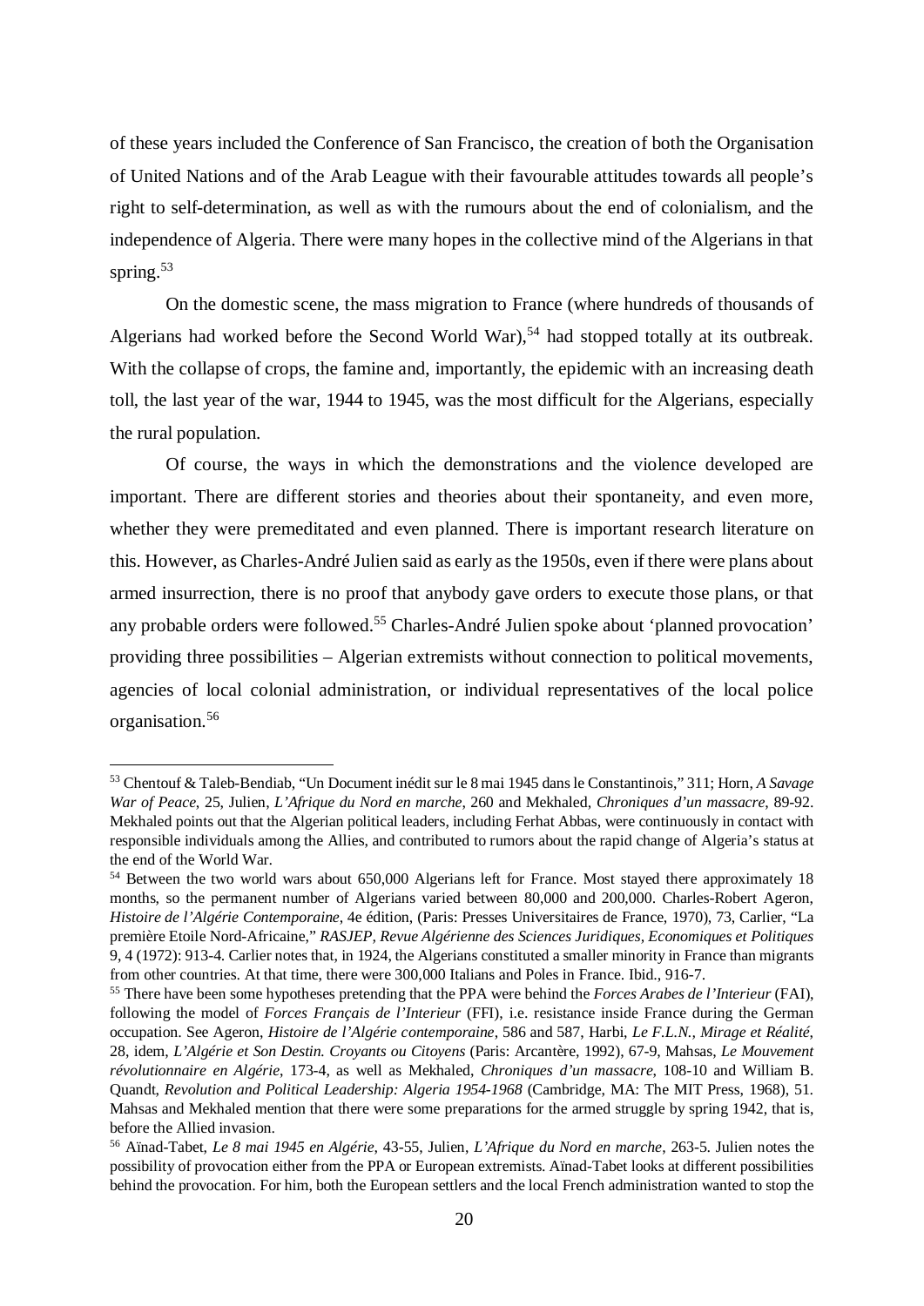of these years included the Conference of San Francisco, the creation of both the Organisation of United Nations and of the Arab League with their favourable attitudes towards all people's right to self-determination, as well as with the rumours about the end of colonialism, and the independence of Algeria. There were many hopes in the collective mind of the Algerians in that spring.[53]

On the domestic scene, the mass migration to France (where hundreds of thousands of Algerians had worked before the Second World War),[54] had stopped totally at its outbreak. With the collapse of crops, the famine and, importantly, the epidemic with an increasing death toll, the last year of the war, 1944 to 1945, was the most difficult for the Algerians, especially the rural population.

Of course, the ways in which the demonstrations and the violence developed are important. There are different stories and theories about their spontaneity, and even more, whether they were premeditated and even planned. There is important research literature on this. However, as Charles-André Julien said as early as the 1950s, even if there were plans about armed insurrection, there is no proof that anybody gave orders to execute those plans, or that any probable orders were followed.[55] Charles-André Julien spoke about 'planned provocation' providing three possibilities – Algerian extremists without connection to political movements, agencies of local colonial administration, or individual representatives of the local police organisation.[56]

---

[53] Chentouf & Taleb-Bendiab, "Un Document inédit sur le 8 mai 1945 dans le Constantinois," 311; Horn, *A Savage War of Peace*, 25, Julien, *L'Afrique du Nord en marche*, 260 and Mekhaled, *Chroniques d'un massacre*, 89-92. Mekhaled points out that the Algerian political leaders, including Ferhat Abbas, were continuously in contact with responsible individuals among the Allies, and contributed to rumors about the rapid change of Algeria's status at the end of the World War.

[54] Between the two world wars about 650,000 Algerians left for France. Most stayed there approximately 18 months, so the permanent number of Algerians varied between 80,000 and 200,000. Charles-Robert Ageron, *Histoire de l'Algérie Contemporaine*, 4e édition, (Paris: Presses Universitaires de France, 1970), 73, Carlier, "La première Etoile Nord-Africaine," *RASJEP, Revue Algérienne des Sciences Juridiques, Economiques et Politiques* 9, 4 (1972): 913-4. Carlier notes that, in 1924, the Algerians constituted a smaller minority in France than migrants from other countries. At that time, there were 300,000 Italians and Poles in France. Ibid., 916-7.

[55] There have been some hypotheses pretending that the PPA were behind the *Forces Arabes de l'Interieur* (FAI), following the model of *Forces Français de l'Interieur* (FFI), i.e. resistance inside France during the German occupation. See Ageron, *Histoire de l'Algérie contemporaine*, 586 and 587, Harbi, *Le F.L.N., Mirage et Réalité*, 28, idem, *L'Algérie et Son Destin. Croyants ou Citoyens* (Paris: Arcantère, 1992), 67-9, Mahsas, *Le Mouvement révolutionnaire en Algérie*, 173-4, as well as Mekhaled, *Chroniques d'un massacre*, 108-10 and William B. Quandt, *Revolution and Political Leadership: Algeria 1954-1968* (Cambridge, MA: The MIT Press, 1968), 51. Mahsas and Mekhaled mention that there were some preparations for the armed struggle by spring 1942, that is, before the Allied invasion.

[56] Aïnad-Tabet, *Le 8 mai 1945 en Algérie*, 43-55, Julien, *L'Afrique du Nord en marche*, 263-5. Julien notes the possibility of provocation either from the PPA or European extremists. Aïnad-Tabet looks at different possibilities behind the provocation. For him, both the European settlers and the local French administration wanted to stop the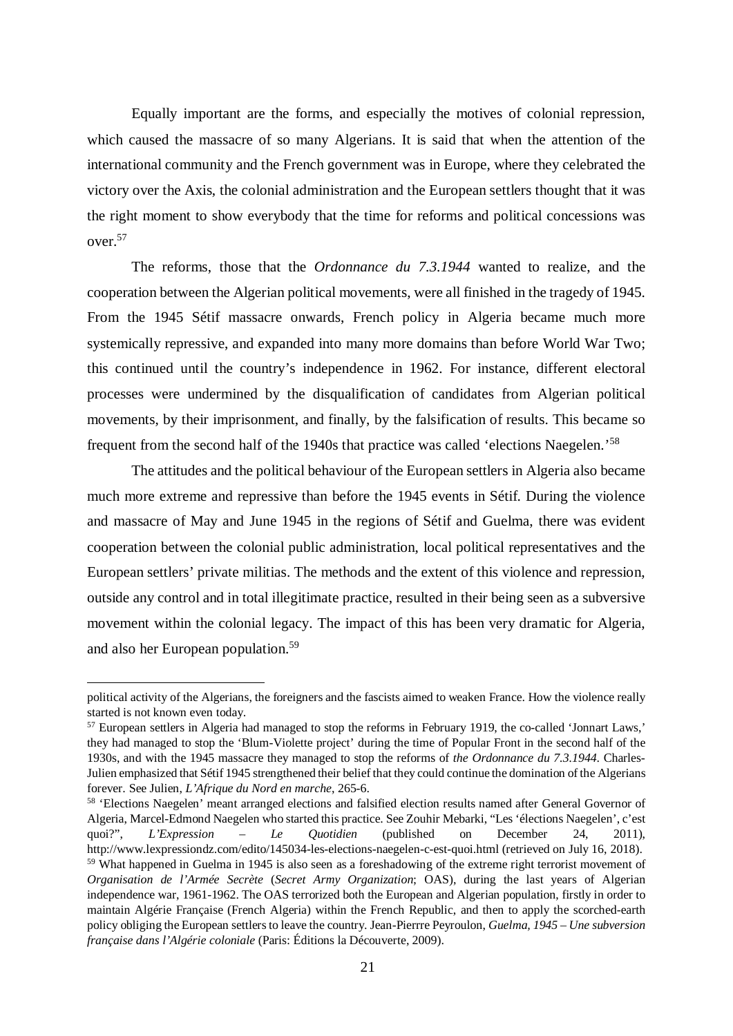Equally important are the forms, and especially the motives of colonial repression, which caused the massacre of so many Algerians. It is said that when the attention of the international community and the French government was in Europe, where they celebrated the victory over the Axis, the colonial administration and the European settlers thought that it was the right moment to show everybody that the time for reforms and political concessions was over.[57]

The reforms, those that the *Ordonnance du 7.3.1944* wanted to realize, and the cooperation between the Algerian political movements, were all finished in the tragedy of 1945. From the 1945 Sétif massacre onwards, French policy in Algeria became much more systemically repressive, and expanded into many more domains than before World War Two; this continued until the country's independence in 1962. For instance, different electoral processes were undermined by the disqualification of candidates from Algerian political movements, by their imprisonment, and finally, by the falsification of results. This became so frequent from the second half of the 1940s that practice was called 'elections Naegelen.'[58]

The attitudes and the political behaviour of the European settlers in Algeria also became much more extreme and repressive than before the 1945 events in Sétif. During the violence and massacre of May and June 1945 in the regions of Sétif and Guelma, there was evident cooperation between the colonial public administration, local political representatives and the European settlers' private militias. The methods and the extent of this violence and repression, outside any control and in total illegitimate practice, resulted in their being seen as a subversive movement within the colonial legacy. The impact of this has been very dramatic for Algeria, and also her European population.[59]

---

political activity of the Algerians, the foreigners and the fascists aimed to weaken France. How the violence really started is not known even today.

[57] European settlers in Algeria had managed to stop the reforms in February 1919, the co-called 'Jonnart Laws,' they had managed to stop the 'Blum-Violette project' during the time of Popular Front in the second half of the 1930s, and with the 1945 massacre they managed to stop the reforms of *the Ordonnance du 7.3.1944*. Charles-Julien emphasized that Sétif 1945 strengthened their belief that they could continue the domination of the Algerians forever. See Julien, *L'Afrique du Nord en marche*, 265-6.

[58] 'Elections Naegelen' meant arranged elections and falsified election results named after General Governor of Algeria, Marcel-Edmond Naegelen who started this practice. See Zouhir Mebarki, "Les 'élections Naegelen', c'est quoi?", *L'Expression – Le Quotidien* (published on December 24, 2011), http://www.lexpressiondz.com/edito/145034-les-elections-naegelen-c-est-quoi.html (retrieved on July 16, 2018).

[59] What happened in Guelma in 1945 is also seen as a foreshadowing of the extreme right terrorist movement of *Organisation de l'Armée Secrète* (*Secret Army Organization*; OAS), during the last years of Algerian independence war, 1961-1962. The OAS terrorized both the European and Algerian population, firstly in order to maintain Algérie Française (French Algeria) within the French Republic, and then to apply the scorched-earth policy obliging the European settlers to leave the country. Jean-Pierrre Peyroulon, *Guelma, 1945 – Une subversion française dans l'Algérie coloniale* (Paris: Éditions la Découverte, 2009).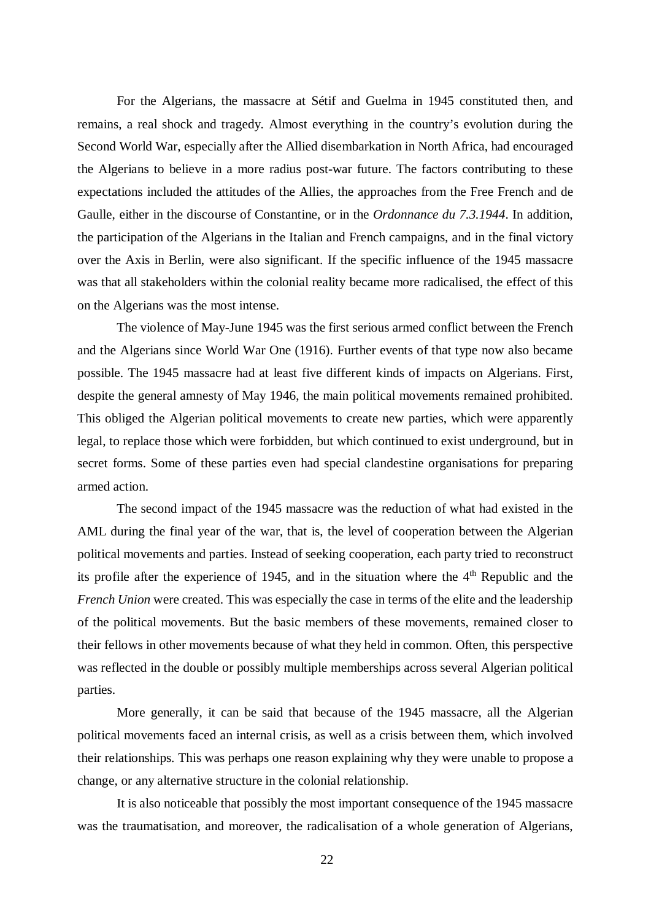For the Algerians, the massacre at Sétif and Guelma in 1945 constituted then, and remains, a real shock and tragedy. Almost everything in the country's evolution during the Second World War, especially after the Allied disembarkation in North Africa, had encouraged the Algerians to believe in a more radius post-war future. The factors contributing to these expectations included the attitudes of the Allies, the approaches from the Free French and de Gaulle, either in the discourse of Constantine, or in the *Ordonnance du 7.3.1944*. In addition, the participation of the Algerians in the Italian and French campaigns, and in the final victory over the Axis in Berlin, were also significant. If the specific influence of the 1945 massacre was that all stakeholders within the colonial reality became more radicalised, the effect of this on the Algerians was the most intense.

The violence of May-June 1945 was the first serious armed conflict between the French and the Algerians since World War One (1916). Further events of that type now also became possible. The 1945 massacre had at least five different kinds of impacts on Algerians. First, despite the general amnesty of May 1946, the main political movements remained prohibited. This obliged the Algerian political movements to create new parties, which were apparently legal, to replace those which were forbidden, but which continued to exist underground, but in secret forms. Some of these parties even had special clandestine organisations for preparing armed action.

The second impact of the 1945 massacre was the reduction of what had existed in the AML during the final year of the war, that is, the level of cooperation between the Algerian political movements and parties. Instead of seeking cooperation, each party tried to reconstruct its profile after the experience of 1945, and in the situation where the 4th Republic and the *French Union* were created. This was especially the case in terms of the elite and the leadership of the political movements. But the basic members of these movements, remained closer to their fellows in other movements because of what they held in common. Often, this perspective was reflected in the double or possibly multiple memberships across several Algerian political parties.

More generally, it can be said that because of the 1945 massacre, all the Algerian political movements faced an internal crisis, as well as a crisis between them, which involved their relationships. This was perhaps one reason explaining why they were unable to propose a change, or any alternative structure in the colonial relationship.

It is also noticeable that possibly the most important consequence of the 1945 massacre was the traumatisation, and moreover, the radicalisation of a whole generation of Algerians,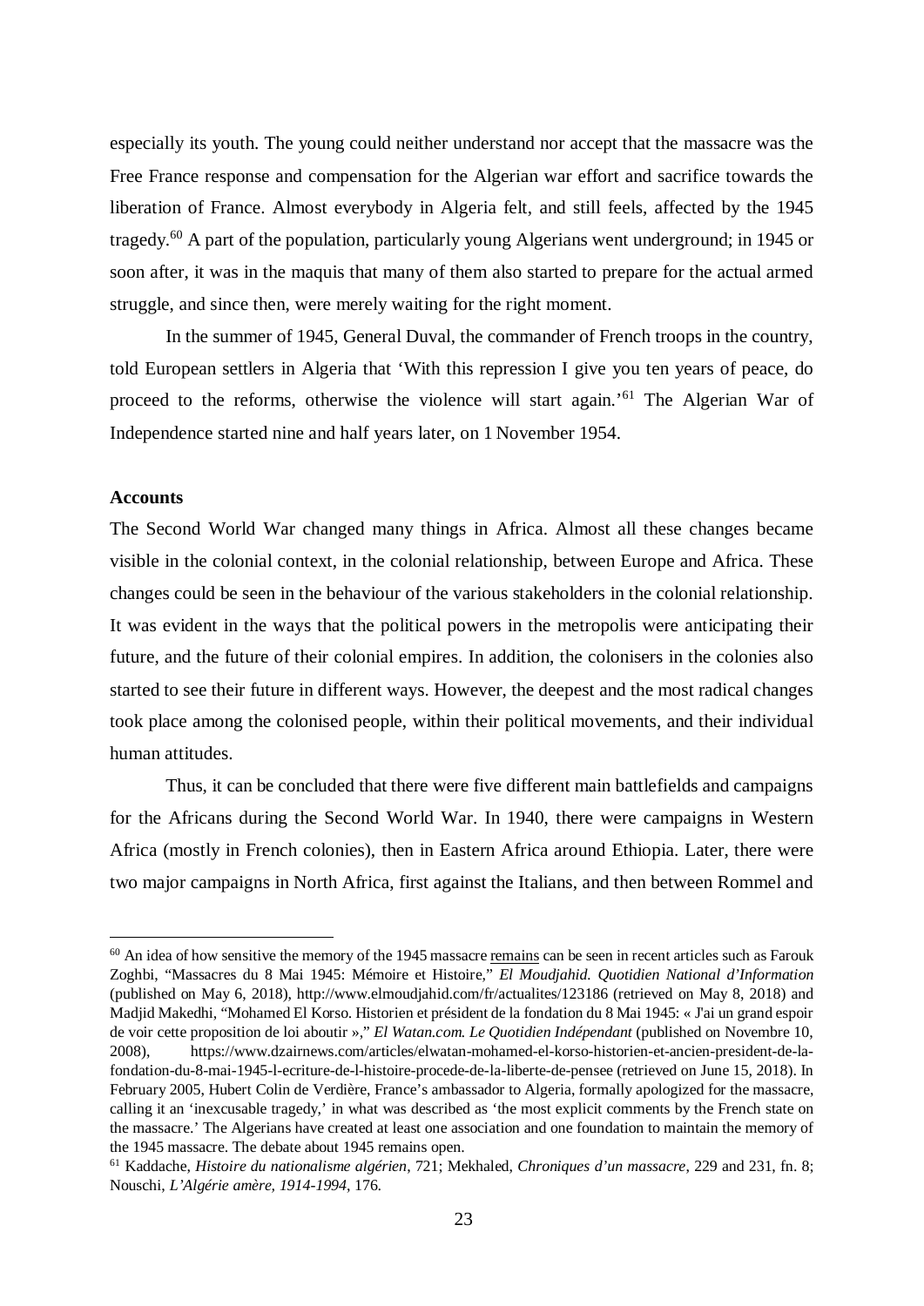especially its youth. The young could neither understand nor accept that the massacre was the Free France response and compensation for the Algerian war effort and sacrifice towards the liberation of France. Almost everybody in Algeria felt, and still feels, affected by the 1945 tragedy.[60] A part of the population, particularly young Algerians went underground; in 1945 or soon after, it was in the maquis that many of them also started to prepare for the actual armed struggle, and since then, were merely waiting for the right moment.

In the summer of 1945, General Duval, the commander of French troops in the country, told European settlers in Algeria that 'With this repression I give you ten years of peace, do proceed to the reforms, otherwise the violence will start again.'[61] The Algerian War of Independence started nine and half years later, on 1 November 1954.

**Accounts**

The Second World War changed many things in Africa. Almost all these changes became visible in the colonial context, in the colonial relationship, between Europe and Africa. These changes could be seen in the behaviour of the various stakeholders in the colonial relationship. It was evident in the ways that the political powers in the metropolis were anticipating their future, and the future of their colonial empires. In addition, the colonisers in the colonies also started to see their future in different ways. However, the deepest and the most radical changes took place among the colonised people, within their political movements, and their individual human attitudes.

Thus, it can be concluded that there were five different main battlefields and campaigns for the Africans during the Second World War. In 1940, there were campaigns in Western Africa (mostly in French colonies), then in Eastern Africa around Ethiopia. Later, there were two major campaigns in North Africa, first against the Italians, and then between Rommel and

---

[60] An idea of how sensitive the memory of the 1945 massacre remains can be seen in recent articles such as Farouk Zoghbi, "Massacres du 8 Mai 1945: Mémoire et Histoire," *El Moudjahid. Quotidien National d'Information* (published on May 6, 2018), http://www.elmoudjahid.com/fr/actualites/123186 (retrieved on May 8, 2018) and Madjid Makedhi, "Mohamed El Korso. Historien et président de la fondation du 8 Mai 1945: « J'ai un grand espoir de voir cette proposition de loi aboutir »," *El Watan.com. Le Quotidien Indépendant* (published on Novembre 10, 2008), https://www.dzairnews.com/articles/elwatan-mohamed-el-korso-historien-et-ancien-president-de-la-fondation-du-8-mai-1945-l-ecriture-de-l-histoire-procede-de-la-liberte-de-pensee (retrieved on June 15, 2018). In February 2005, Hubert Colin de Verdière, France's ambassador to Algeria, formally apologized for the massacre, calling it an 'inexcusable tragedy,' in what was described as 'the most explicit comments by the French state on the massacre.' The Algerians have created at least one association and one foundation to maintain the memory of the 1945 massacre. The debate about 1945 remains open.

[61] Kaddache, *Histoire du nationalisme algérien*, 721; Mekhaled, *Chroniques d'un massacre*, 229 and 231, fn. 8; Nouschi, *L'Algérie amère, 1914-1994*, 176.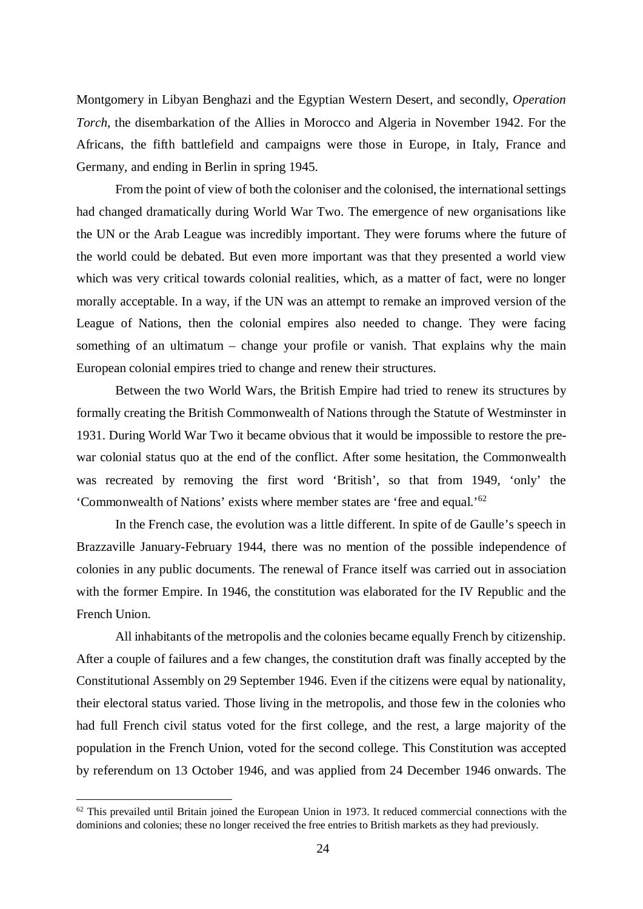Montgomery in Libyan Benghazi and the Egyptian Western Desert, and secondly, *Operation Torch*, the disembarkation of the Allies in Morocco and Algeria in November 1942. For the Africans, the fifth battlefield and campaigns were those in Europe, in Italy, France and Germany, and ending in Berlin in spring 1945.

From the point of view of both the coloniser and the colonised, the international settings had changed dramatically during World War Two. The emergence of new organisations like the UN or the Arab League was incredibly important. They were forums where the future of the world could be debated. But even more important was that they presented a world view which was very critical towards colonial realities, which, as a matter of fact, were no longer morally acceptable. In a way, if the UN was an attempt to remake an improved version of the League of Nations, then the colonial empires also needed to change. They were facing something of an ultimatum – change your profile or vanish. That explains why the main European colonial empires tried to change and renew their structures.

Between the two World Wars, the British Empire had tried to renew its structures by formally creating the British Commonwealth of Nations through the Statute of Westminster in 1931. During World War Two it became obvious that it would be impossible to restore the pre-war colonial status quo at the end of the conflict. After some hesitation, the Commonwealth was recreated by removing the first word 'British', so that from 1949, 'only' the 'Commonwealth of Nations' exists where member states are 'free and equal.'[62]

In the French case, the evolution was a little different. In spite of de Gaulle's speech in Brazzaville January-February 1944, there was no mention of the possible independence of colonies in any public documents. The renewal of France itself was carried out in association with the former Empire. In 1946, the constitution was elaborated for the IV Republic and the French Union.

All inhabitants of the metropolis and the colonies became equally French by citizenship. After a couple of failures and a few changes, the constitution draft was finally accepted by the Constitutional Assembly on 29 September 1946. Even if the citizens were equal by nationality, their electoral status varied. Those living in the metropolis, and those few in the colonies who had full French civil status voted for the first college, and the rest, a large majority of the population in the French Union, voted for the second college. This Constitution was accepted by referendum on 13 October 1946, and was applied from 24 December 1946 onwards. The

[62] This prevailed until Britain joined the European Union in 1973. It reduced commercial connections with the dominions and colonies; these no longer received the free entries to British markets as they had previously.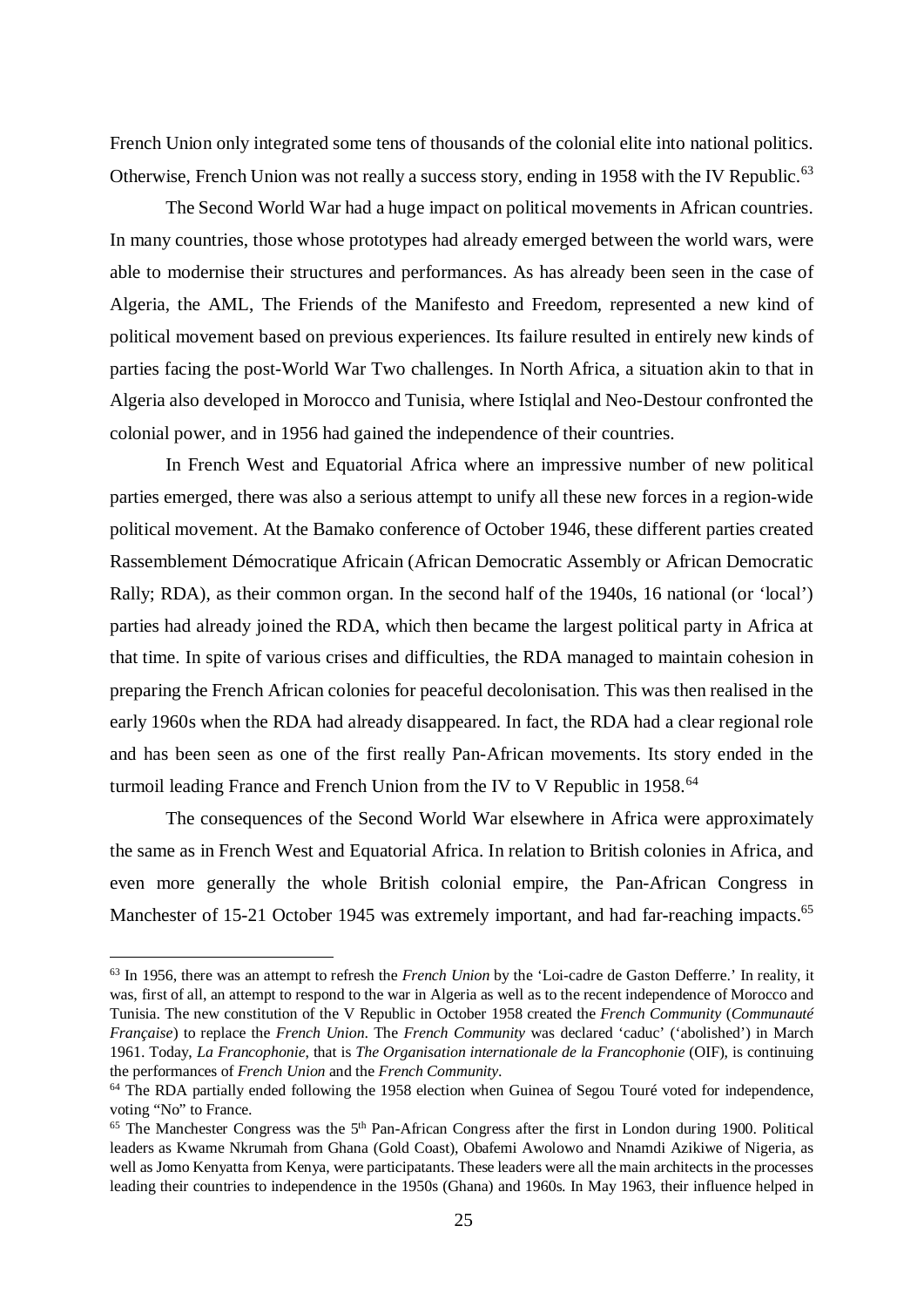French Union only integrated some tens of thousands of the colonial elite into national politics. Otherwise, French Union was not really a success story, ending in 1958 with the IV Republic.[63]

The Second World War had a huge impact on political movements in African countries. In many countries, those whose prototypes had already emerged between the world wars, were able to modernise their structures and performances. As has already been seen in the case of Algeria, the AML, The Friends of the Manifesto and Freedom, represented a new kind of political movement based on previous experiences. Its failure resulted in entirely new kinds of parties facing the post-World War Two challenges. In North Africa, a situation akin to that in Algeria also developed in Morocco and Tunisia, where Istiqlal and Neo-Destour confronted the colonial power, and in 1956 had gained the independence of their countries.

In French West and Equatorial Africa where an impressive number of new political parties emerged, there was also a serious attempt to unify all these new forces in a region-wide political movement. At the Bamako conference of October 1946, these different parties created Rassemblement Démocratique Africain (African Democratic Assembly or African Democratic Rally; RDA), as their common organ. In the second half of the 1940s, 16 national (or 'local') parties had already joined the RDA, which then became the largest political party in Africa at that time. In spite of various crises and difficulties, the RDA managed to maintain cohesion in preparing the French African colonies for peaceful decolonisation. This was then realised in the early 1960s when the RDA had already disappeared. In fact, the RDA had a clear regional role and has been seen as one of the first really Pan-African movements. Its story ended in the turmoil leading France and French Union from the IV to V Republic in 1958.[64]

The consequences of the Second World War elsewhere in Africa were approximately the same as in French West and Equatorial Africa. In relation to British colonies in Africa, and even more generally the whole British colonial empire, the Pan-African Congress in Manchester of 15-21 October 1945 was extremely important, and had far-reaching impacts.[65]

---

[63] In 1956, there was an attempt to refresh the *French Union* by the 'Loi-cadre de Gaston Defferre.' In reality, it was, first of all, an attempt to respond to the war in Algeria as well as to the recent independence of Morocco and Tunisia. The new constitution of the V Republic in October 1958 created the *French Community* (*Communauté Française*) to replace the *French Union*. The *French Community* was declared 'caduc' ('abolished') in March 1961. Today, *La Francophonie*, that is *The Organisation internationale de la Francophonie* (OIF), is continuing the performances of *French Union* and the *French Community*.

[64] The RDA partially ended following the 1958 election when Guinea of Segou Touré voted for independence, voting "No" to France.

[65] The Manchester Congress was the 5th Pan-African Congress after the first in London during 1900. Political leaders as Kwame Nkrumah from Ghana (Gold Coast), Obafemi Awolowo and Nnamdi Azikiwe of Nigeria, as well as Jomo Kenyatta from Kenya, were participatants. These leaders were all the main architects in the processes leading their countries to independence in the 1950s (Ghana) and 1960s. In May 1963, their influence helped in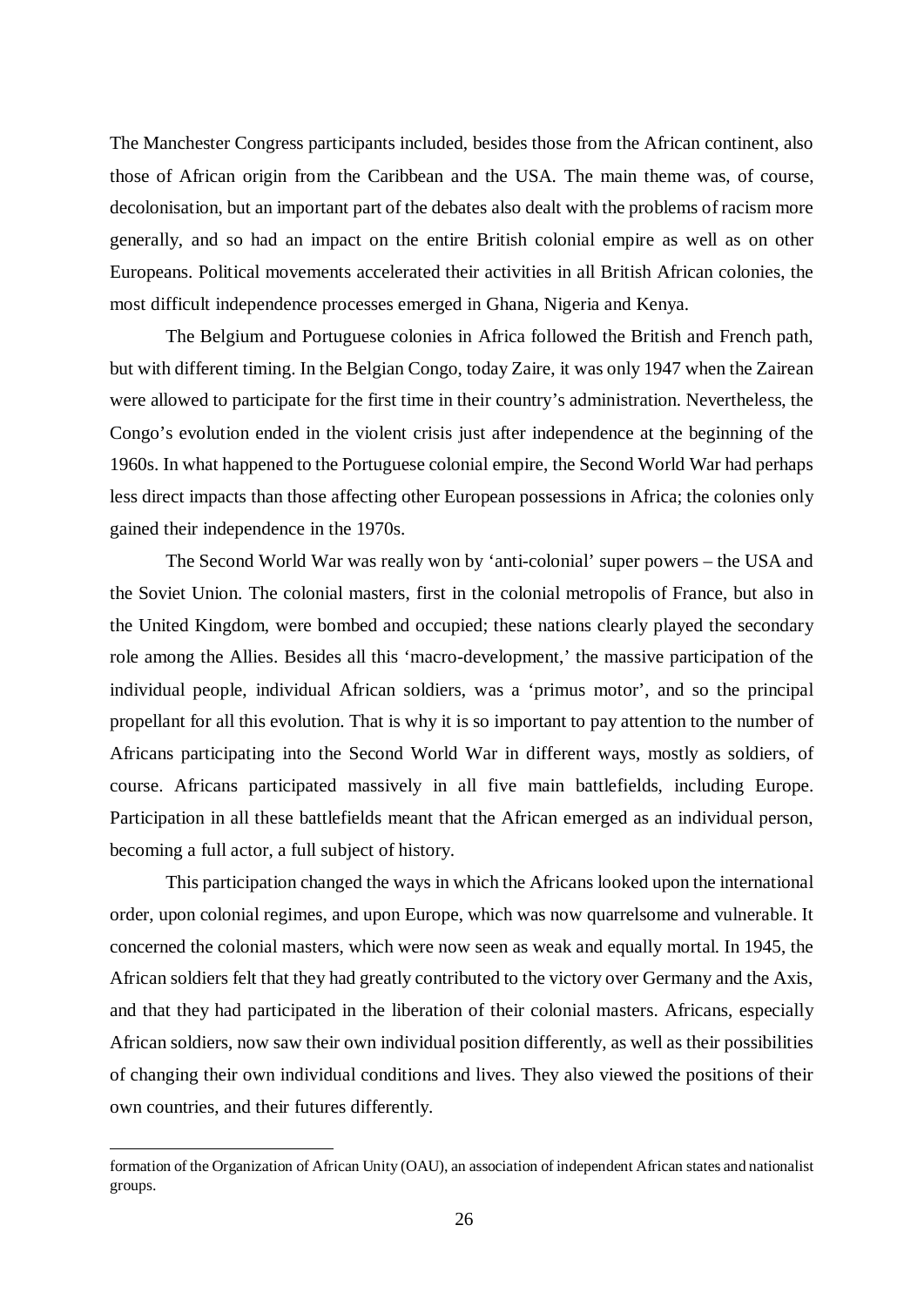The Manchester Congress participants included, besides those from the African continent, also those of African origin from the Caribbean and the USA. The main theme was, of course, decolonisation, but an important part of the debates also dealt with the problems of racism more generally, and so had an impact on the entire British colonial empire as well as on other Europeans. Political movements accelerated their activities in all British African colonies, the most difficult independence processes emerged in Ghana, Nigeria and Kenya.

The Belgium and Portuguese colonies in Africa followed the British and French path, but with different timing. In the Belgian Congo, today Zaire, it was only 1947 when the Zairean were allowed to participate for the first time in their country's administration. Nevertheless, the Congo's evolution ended in the violent crisis just after independence at the beginning of the 1960s. In what happened to the Portuguese colonial empire, the Second World War had perhaps less direct impacts than those affecting other European possessions in Africa; the colonies only gained their independence in the 1970s.

The Second World War was really won by 'anti-colonial' super powers – the USA and the Soviet Union. The colonial masters, first in the colonial metropolis of France, but also in the United Kingdom, were bombed and occupied; these nations clearly played the secondary role among the Allies. Besides all this 'macro-development,' the massive participation of the individual people, individual African soldiers, was a 'primus motor', and so the principal propellant for all this evolution. That is why it is so important to pay attention to the number of Africans participating into the Second World War in different ways, mostly as soldiers, of course. Africans participated massively in all five main battlefields, including Europe. Participation in all these battlefields meant that the African emerged as an individual person, becoming a full actor, a full subject of history.

This participation changed the ways in which the Africans looked upon the international order, upon colonial regimes, and upon Europe, which was now quarrelsome and vulnerable. It concerned the colonial masters, which were now seen as weak and equally mortal. In 1945, the African soldiers felt that they had greatly contributed to the victory over Germany and the Axis, and that they had participated in the liberation of their colonial masters. Africans, especially African soldiers, now saw their own individual position differently, as well as their possibilities of changing their own individual conditions and lives. They also viewed the positions of their own countries, and their futures differently.

---

formation of the Organization of African Unity (OAU), an association of independent African states and nationalist groups.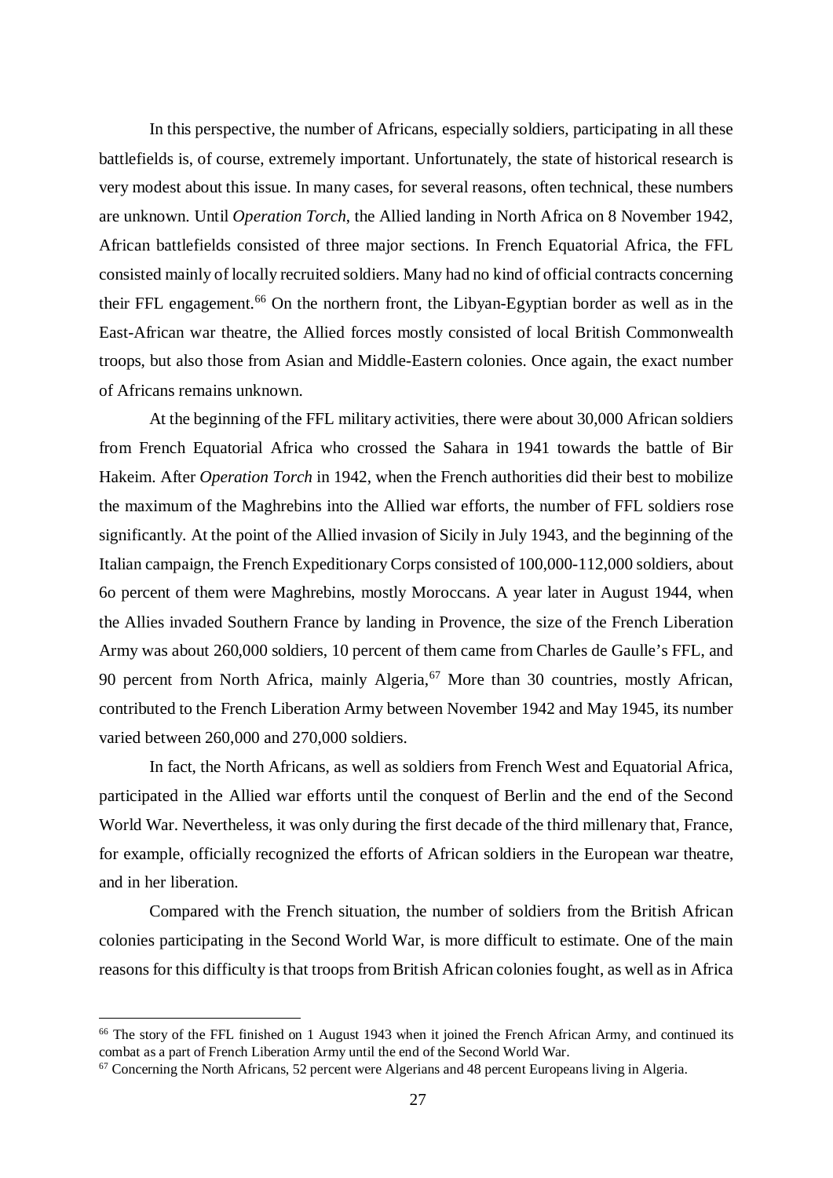In this perspective, the number of Africans, especially soldiers, participating in all these battlefields is, of course, extremely important. Unfortunately, the state of historical research is very modest about this issue. In many cases, for several reasons, often technical, these numbers are unknown. Until *Operation Torch*, the Allied landing in North Africa on 8 November 1942, African battlefields consisted of three major sections. In French Equatorial Africa, the FFL consisted mainly of locally recruited soldiers. Many had no kind of official contracts concerning their FFL engagement.[66] On the northern front, the Libyan-Egyptian border as well as in the East-African war theatre, the Allied forces mostly consisted of local British Commonwealth troops, but also those from Asian and Middle-Eastern colonies. Once again, the exact number of Africans remains unknown.

At the beginning of the FFL military activities, there were about 30,000 African soldiers from French Equatorial Africa who crossed the Sahara in 1941 towards the battle of Bir Hakeim. After *Operation Torch* in 1942, when the French authorities did their best to mobilize the maximum of the Maghrebins into the Allied war efforts, the number of FFL soldiers rose significantly. At the point of the Allied invasion of Sicily in July 1943, and the beginning of the Italian campaign, the French Expeditionary Corps consisted of 100,000-112,000 soldiers, about 6o percent of them were Maghrebins, mostly Moroccans. A year later in August 1944, when the Allies invaded Southern France by landing in Provence, the size of the French Liberation Army was about 260,000 soldiers, 10 percent of them came from Charles de Gaulle's FFL, and 90 percent from North Africa, mainly Algeria,[67] More than 30 countries, mostly African, contributed to the French Liberation Army between November 1942 and May 1945, its number varied between 260,000 and 270,000 soldiers.

In fact, the North Africans, as well as soldiers from French West and Equatorial Africa, participated in the Allied war efforts until the conquest of Berlin and the end of the Second World War. Nevertheless, it was only during the first decade of the third millenary that, France, for example, officially recognized the efforts of African soldiers in the European war theatre, and in her liberation.

Compared with the French situation, the number of soldiers from the British African colonies participating in the Second World War, is more difficult to estimate. One of the main reasons for this difficulty is that troops from British African colonies fought, as well as in Africa

[66] The story of the FFL finished on 1 August 1943 when it joined the French African Army, and continued its combat as a part of French Liberation Army until the end of the Second World War.

[67] Concerning the North Africans, 52 percent were Algerians and 48 percent Europeans living in Algeria.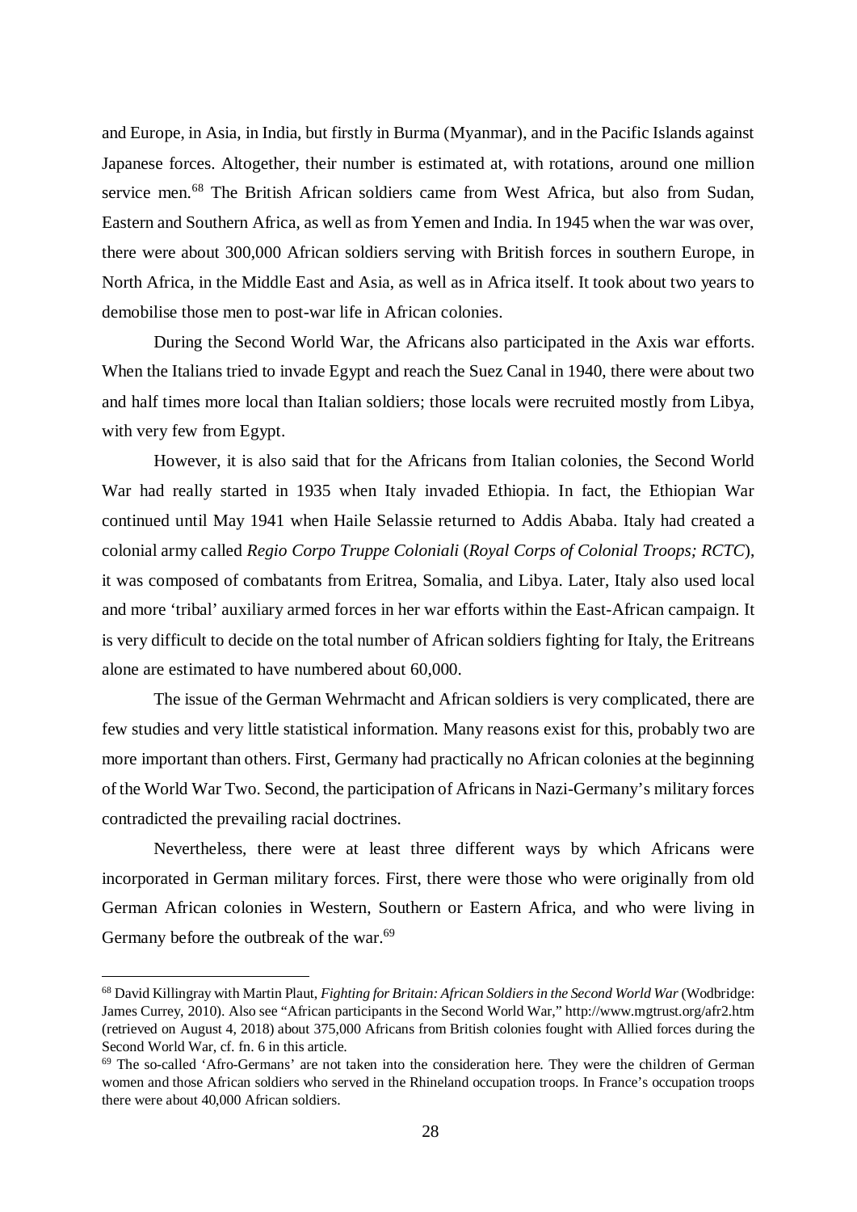and Europe, in Asia, in India, but firstly in Burma (Myanmar), and in the Pacific Islands against Japanese forces. Altogether, their number is estimated at, with rotations, around one million service men.[68] The British African soldiers came from West Africa, but also from Sudan, Eastern and Southern Africa, as well as from Yemen and India. In 1945 when the war was over, there were about 300,000 African soldiers serving with British forces in southern Europe, in North Africa, in the Middle East and Asia, as well as in Africa itself. It took about two years to demobilise those men to post-war life in African colonies.

During the Second World War, the Africans also participated in the Axis war efforts. When the Italians tried to invade Egypt and reach the Suez Canal in 1940, there were about two and half times more local than Italian soldiers; those locals were recruited mostly from Libya, with very few from Egypt.

However, it is also said that for the Africans from Italian colonies, the Second World War had really started in 1935 when Italy invaded Ethiopia. In fact, the Ethiopian War continued until May 1941 when Haile Selassie returned to Addis Ababa. Italy had created a colonial army called *Regio Corpo Truppe Coloniali* (*Royal Corps of Colonial Troops; RCTC*), it was composed of combatants from Eritrea, Somalia, and Libya. Later, Italy also used local and more 'tribal' auxiliary armed forces in her war efforts within the East-African campaign. It is very difficult to decide on the total number of African soldiers fighting for Italy, the Eritreans alone are estimated to have numbered about 60,000.

The issue of the German Wehrmacht and African soldiers is very complicated, there are few studies and very little statistical information. Many reasons exist for this, probably two are more important than others. First, Germany had practically no African colonies at the beginning of the World War Two. Second, the participation of Africans in Nazi-Germany's military forces contradicted the prevailing racial doctrines.

Nevertheless, there were at least three different ways by which Africans were incorporated in German military forces. First, there were those who were originally from old German African colonies in Western, Southern or Eastern Africa, and who were living in Germany before the outbreak of the war.[69]

---

[68] David Killingray with Martin Plaut, *Fighting for Britain: African Soldiers in the Second World War* (Wodbridge: James Currey, 2010). Also see "African participants in the Second World War," http://www.mgtrust.org/afr2.htm (retrieved on August 4, 2018) about 375,000 Africans from British colonies fought with Allied forces during the Second World War, cf. fn. 6 in this article.

[69] The so-called 'Afro-Germans' are not taken into the consideration here. They were the children of German women and those African soldiers who served in the Rhineland occupation troops. In France's occupation troops there were about 40,000 African soldiers.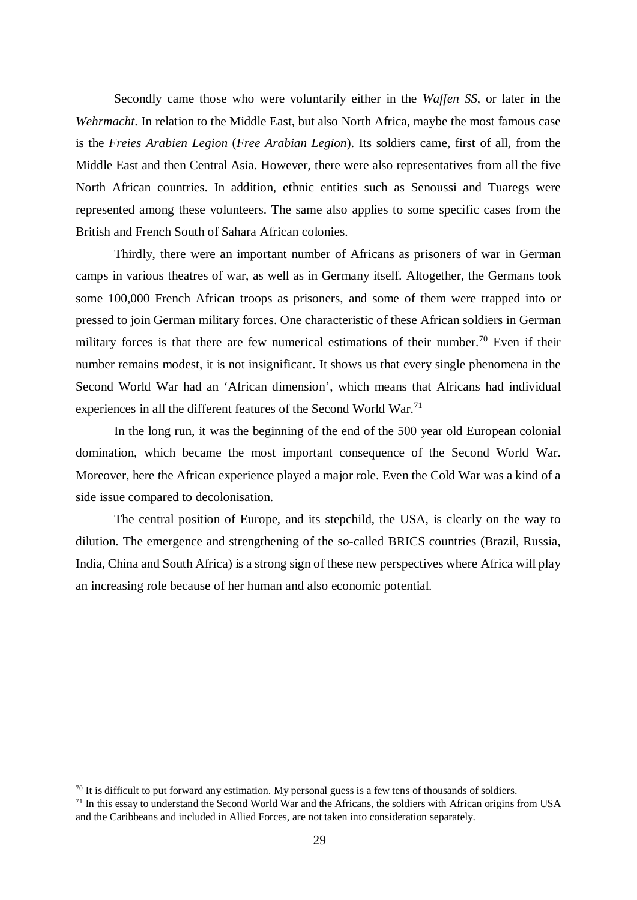Secondly came those who were voluntarily either in the *Waffen SS*, or later in the *Wehrmacht*. In relation to the Middle East, but also North Africa, maybe the most famous case is the *Freies Arabien Legion* (*Free Arabian Legion*). Its soldiers came, first of all, from the Middle East and then Central Asia. However, there were also representatives from all the five North African countries. In addition, ethnic entities such as Senoussi and Tuaregs were represented among these volunteers. The same also applies to some specific cases from the British and French South of Sahara African colonies.

Thirdly, there were an important number of Africans as prisoners of war in German camps in various theatres of war, as well as in Germany itself. Altogether, the Germans took some 100,000 French African troops as prisoners, and some of them were trapped into or pressed to join German military forces. One characteristic of these African soldiers in German military forces is that there are few numerical estimations of their number.[70] Even if their number remains modest, it is not insignificant. It shows us that every single phenomena in the Second World War had an 'African dimension', which means that Africans had individual experiences in all the different features of the Second World War.[71]

In the long run, it was the beginning of the end of the 500 year old European colonial domination, which became the most important consequence of the Second World War. Moreover, here the African experience played a major role. Even the Cold War was a kind of a side issue compared to decolonisation.

The central position of Europe, and its stepchild, the USA, is clearly on the way to dilution. The emergence and strengthening of the so-called BRICS countries (Brazil, Russia, India, China and South Africa) is a strong sign of these new perspectives where Africa will play an increasing role because of her human and also economic potential.

---

[70] It is difficult to put forward any estimation. My personal guess is a few tens of thousands of soldiers.

[71] In this essay to understand the Second World War and the Africans, the soldiers with African origins from USA and the Caribbeans and included in Allied Forces, are not taken into consideration separately.